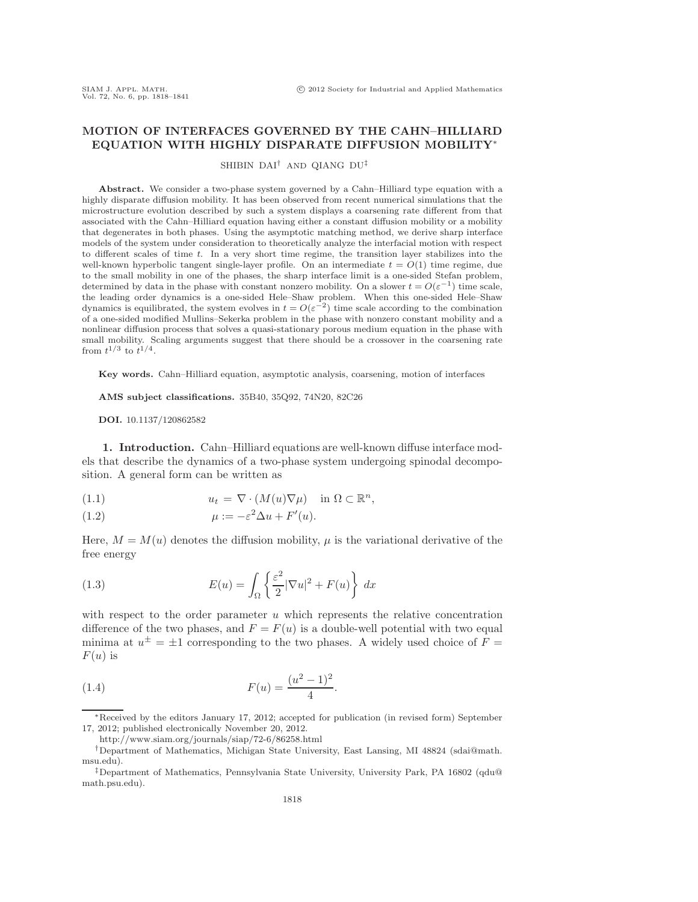# MOTION OF INTERFACES GOVERNED BY THE CAHN–HILLIARD EQUATION WITH HIGHLY DISPARATE DIFFUSION MOBILITY*

SHIBIN DAI† AND QIANG DU‡

**Abstract.** We consider a two-phase system governed by a Cahn–Hilliard type equation with a highly disparate diffusion mobility. It has been observed from recent numerical simulations that the microstructure evolution described by such a system displays a coarsening rate different from that associated with the Cahn–Hilliard equation having either a constant diffusion mobility or a mobility that degenerates in both phases. Using the asymptotic matching method, we derive sharp interface models of the system under consideration to theoretically analyze the interfacial motion with respect to different scales of time $t$. In a very short time regime, the transition layer stabilizes into the well-known hyperbolic tangent single-layer profile. On an intermediate $t = O(1)$ time regime, due to the small mobility in one of the phases, the sharp interface limit is a one-sided Stefan problem, determined by data in the phase with constant nonzero mobility. On a slower $t = O(\varepsilon^{-1})$ time scale, the leading order dynamics is a one-sided Hele–Shaw problem. When this one-sided Hele–Shaw dynamics is equilibrated, the system evolves in $t = O(\varepsilon^{-2})$ time scale according to the combination of a one-sided modified Mullins–Sekerka problem in the phase with nonzero constant mobility and a nonlinear diffusion process that solves a quasi-stationary porous medium equation in the phase with small mobility. Scaling arguments suggest that there should be a crossover in the coarsening rate from $t^{1/3}$ to $t^{1/4}$.

**Key words.** Cahn–Hilliard equation, asymptotic analysis, coarsening, motion of interfaces

**AMS subject classifications.** 35B40, 35Q92, 74N20, 82C26

**DOI.** 10.1137/120862582

## 1. Introduction.

Cahn–Hilliard equations are well-known diffuse interface models that describe the dynamics of a two-phase system undergoing spinodal decomposition. A general form can be written as

$$u_t = \nabla \cdot (M(u)\nabla\mu) \quad \text{in } \Omega \subset \mathbb{R}^n, \tag{1.1}$$

$$\mu := -\varepsilon^2\Delta u + F'(u). \tag{1.2}$$

Here, $M = M(u)$ denotes the diffusion mobility, $\mu$ is the variational derivative of the free energy

$$E(u) = \int_\Omega \left\{ \frac{\varepsilon^2}{2}|\nabla u|^2 + F(u) \right\} dx \tag{1.3}$$

with respect to the order parameter $u$ which represents the relative concentration difference of the two phases, and $F = F(u)$ is a double-well potential with two equal minima at $u^\pm = \pm 1$ corresponding to the two phases. A widely used choice of $F = F(u)$ is

$$F(u) = \frac{(u^2 - 1)^2}{4}. \tag{1.4}$$

---

*Received by the editors January 17, 2012; accepted for publication (in revised form) September 17, 2012; published electronically November 20, 2012.
http://www.siam.org/journals/siap/72-6/86258.html

†Department of Mathematics, Michigan State University, East Lansing, MI 48824 (sdai@math.msu.edu).

‡Department of Mathematics, Pennsylvania State University, University Park, PA 16802 (qdu@math.psu.edu).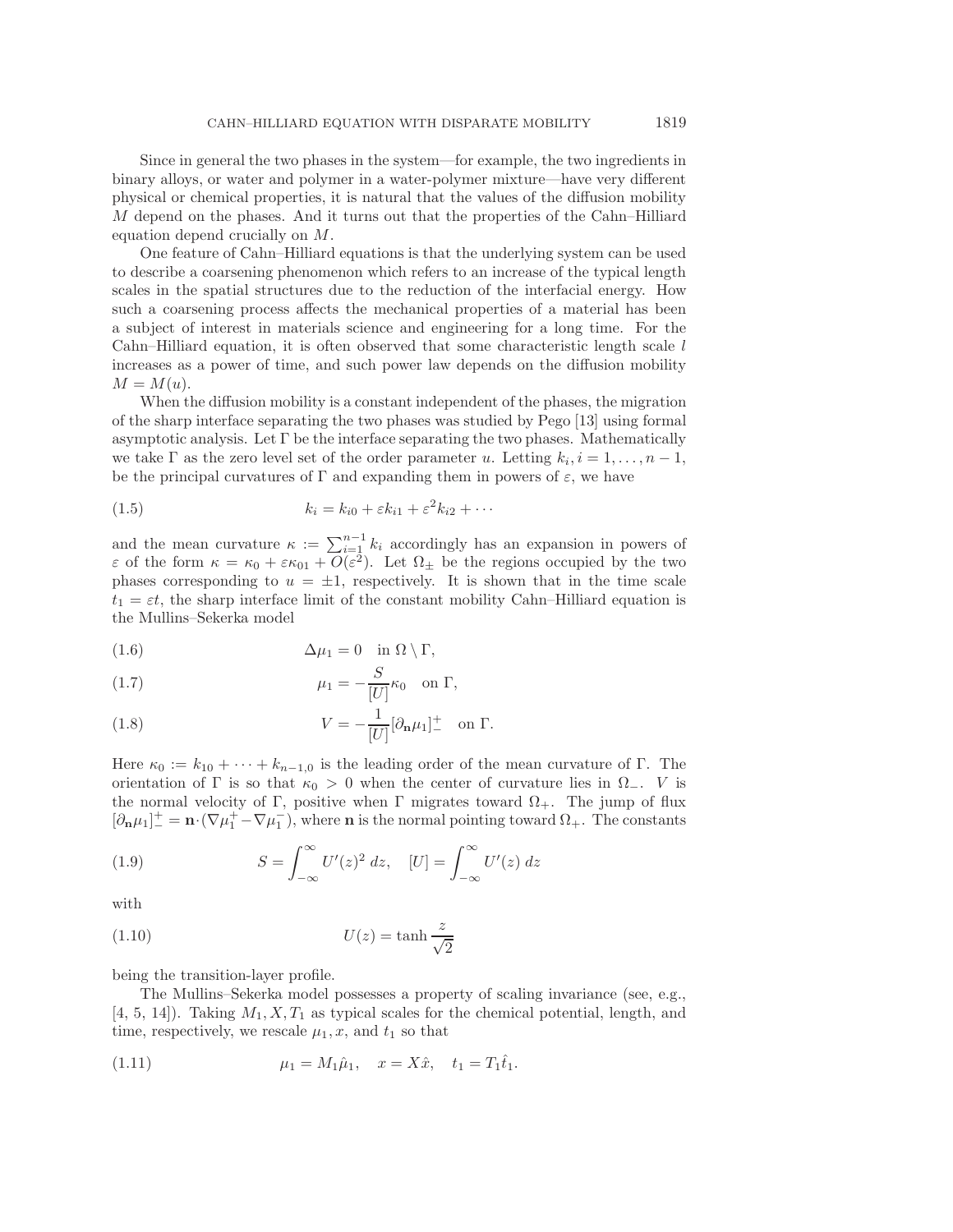Since in general the two phases in the system—for example, the two ingredients in binary alloys, or water and polymer in a water-polymer mixture—have very different physical or chemical properties, it is natural that the values of the diffusion mobility $M$ depend on the phases. And it turns out that the properties of the Cahn–Hilliard equation depend crucially on $M$.

One feature of Cahn–Hilliard equations is that the underlying system can be used to describe a coarsening phenomenon which refers to an increase of the typical length scales in the spatial structures due to the reduction of the interfacial energy. How such a coarsening process affects the mechanical properties of a material has been a subject of interest in materials science and engineering for a long time. For the Cahn–Hilliard equation, it is often observed that some characteristic length scale $l$ increases as a power of time, and such power law depends on the diffusion mobility $M = M(u)$.

When the diffusion mobility is a constant independent of the phases, the migration of the sharp interface separating the two phases was studied by Pego [13] using formal asymptotic analysis. Let $\Gamma$ be the interface separating the two phases. Mathematically we take $\Gamma$ as the zero level set of the order parameter $u$. Letting $k_i, i = 1, \ldots, n-1$, be the principal curvatures of $\Gamma$ and expanding them in powers of $\varepsilon$, we have

$$k_i = k_{i0} + \varepsilon k_{i1} + \varepsilon^2 k_{i2} + \cdots \tag{1.5}$$

and the mean curvature $\kappa := \sum_{i=1}^{n-1} k_i$ accordingly has an expansion in powers of $\varepsilon$ of the form $\kappa = \kappa_0 + \varepsilon\kappa_{01} + O(\varepsilon^2)$. Let $\Omega_\pm$ be the regions occupied by the two phases corresponding to $u = \pm 1$, respectively. It is shown that in the time scale $t_1 = \varepsilon t$, the sharp interface limit of the constant mobility Cahn–Hilliard equation is the Mullins–Sekerka model

$$\Delta \mu_1 = 0 \quad \text{in } \Omega \setminus \Gamma, \tag{1.6}$$

$$\mu_1 = -\frac{S}{[U]}\kappa_0 \quad \text{on } \Gamma, \tag{1.7}$$

$$V = -\frac{1}{[U]}[\partial_{\mathbf{n}}\mu_1]_-^+ \quad \text{on } \Gamma. \tag{1.8}$$

Here $\kappa_0 := k_{10} + \cdots + k_{n-1,0}$ is the leading order of the mean curvature of $\Gamma$. The orientation of $\Gamma$ is so that $\kappa_0 > 0$ when the center of curvature lies in $\Omega_-$. $V$ is the normal velocity of $\Gamma$, positive when $\Gamma$ migrates toward $\Omega_+$. The jump of flux $[\partial_{\mathbf{n}}\mu_1]_-^+ = \mathbf{n}\cdot(\nabla\mu_1^+ - \nabla\mu_1^-)$, where $\mathbf{n}$ is the normal pointing toward $\Omega_+$. The constants

$$S = \int_{-\infty}^{\infty} U'(z)^2 \, dz, \quad [U] = \int_{-\infty}^{\infty} U'(z) \, dz \tag{1.9}$$

with

$$U(z) = \tanh \frac{z}{\sqrt{2}} \tag{1.10}$$

being the transition-layer profile.

The Mullins–Sekerka model possesses a property of scaling invariance (see, e.g., [4, 5, 14]). Taking $M_1, X, T_1$ as typical scales for the chemical potential, length, and time, respectively, we rescale $\mu_1, x$, and $t_1$ so that

$$\mu_1 = M_1\hat{\mu}_1, \quad x = X\hat{x}, \quad t_1 = T_1\hat{t}_1. \tag{1.11}$$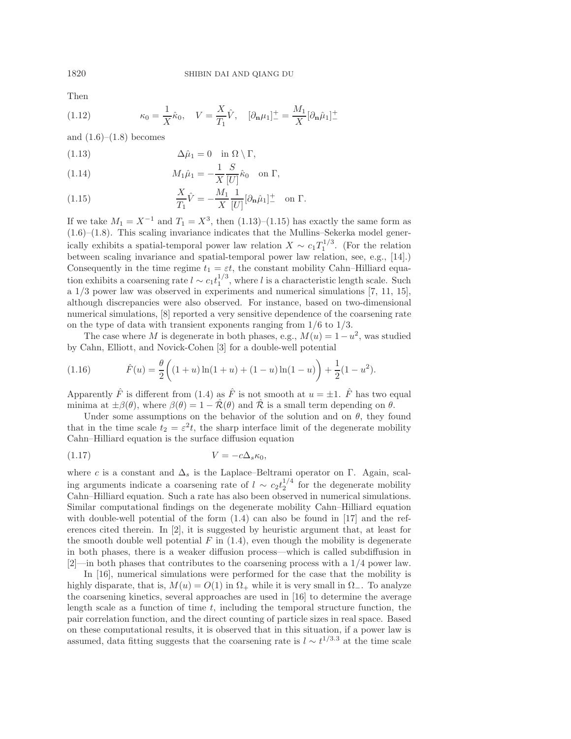Then

$$\kappa_0 = \frac{1}{X}\hat{\kappa}_0, \quad V = \frac{X}{T_1}\hat{V}, \quad [\partial_{\mathbf{n}}\mu_1]_-^+ = \frac{M_1}{X}[\partial_{\mathbf{n}}\hat{\mu}_1]_-^+ \tag{1.12}$$

and (1.6)–(1.8) becomes

$$\Delta\hat{\mu}_1 = 0 \quad \text{in } \Omega \setminus \Gamma, \tag{1.13}$$

$$M_1\hat{\mu}_1 = -\frac{1}{X}\frac{S}{[U]}\hat{\kappa}_0 \quad \text{on } \Gamma, \tag{1.14}$$

$$\frac{X}{T_1}\hat{V} = -\frac{M_1}{X}\frac{1}{[U]}[\partial_{\mathbf{n}}\hat{\mu}_1]_-^+ \quad \text{on } \Gamma. \tag{1.15}$$

If we take $M_1 = X^{-1}$ and $T_1 = X^3$, then (1.13)–(1.15) has exactly the same form as (1.6)–(1.8). This scaling invariance indicates that the Mullins–Sekerka model generically exhibits a spatial-temporal power law relation $X \sim c_1 T_1^{1/3}$. (For the relation between scaling invariance and spatial-temporal power law relation, see, e.g., [14].) Consequently in the time regime $t_1 = \varepsilon t$, the constant mobility Cahn–Hilliard equation exhibits a coarsening rate $l \sim c_1 t_1^{1/3}$, where $l$ is a characteristic length scale. Such a 1/3 power law was observed in experiments and numerical simulations [7, 11, 15], although discrepancies were also observed. For instance, based on two-dimensional numerical simulations, [8] reported a very sensitive dependence of the coarsening rate on the type of data with transient exponents ranging from 1/6 to 1/3.

The case where $M$ is degenerate in both phases, e.g., $M(u) = 1 - u^2$, was studied by Cahn, Elliott, and Novick-Cohen [3] for a double-well potential

$$\hat{F}(u) = \frac{\theta}{2}\bigg((1+u)\ln(1+u) + (1-u)\ln(1-u)\bigg) + \frac{1}{2}(1-u^2). \tag{1.16}$$

Apparently $\hat{F}$ is different from (1.4) as $\hat{F}$ is not smooth at $u = \pm 1$. $\hat{F}$ has two equal minima at $\pm\beta(\theta)$, where $\beta(\theta) = 1 - \hat{\mathcal{R}}(\theta)$ and $\hat{\mathcal{R}}$ is a small term depending on $\theta$.

Under some assumptions on the behavior of the solution and on $\theta$, they found that in the time scale $t_2 = \varepsilon^2 t$, the sharp interface limit of the degenerate mobility Cahn–Hilliard equation is the surface diffusion equation

$$V = -c\Delta_s\kappa_0, \tag{1.17}$$

where $c$ is a constant and $\Delta_s$ is the Laplace–Beltrami operator on $\Gamma$. Again, scaling arguments indicate a coarsening rate of $l \sim c_2 t_2^{1/4}$ for the degenerate mobility Cahn–Hilliard equation. Such a rate has also been observed in numerical simulations. Similar computational findings on the degenerate mobility Cahn–Hilliard equation with double-well potential of the form (1.4) can also be found in [17] and the references cited therein. In [2], it is suggested by heuristic argument that, at least for the smooth double well potential $F$ in (1.4), even though the mobility is degenerate in both phases, there is a weaker diffusion process—which is called subdiffusion in [2]—in both phases that contributes to the coarsening process with a 1/4 power law.

In [16], numerical simulations were performed for the case that the mobility is highly disparate, that is, $M(u) = O(1)$ in $\Omega_+$ while it is very small in $\Omega_-$. To analyze the coarsening kinetics, several approaches are used in [16] to determine the average length scale as a function of time $t$, including the temporal structure function, the pair correlation function, and the direct counting of particle sizes in real space. Based on these computational results, it is observed that in this situation, if a power law is assumed, data fitting suggests that the coarsening rate is $l \sim t^{1/3.3}$ at the time scale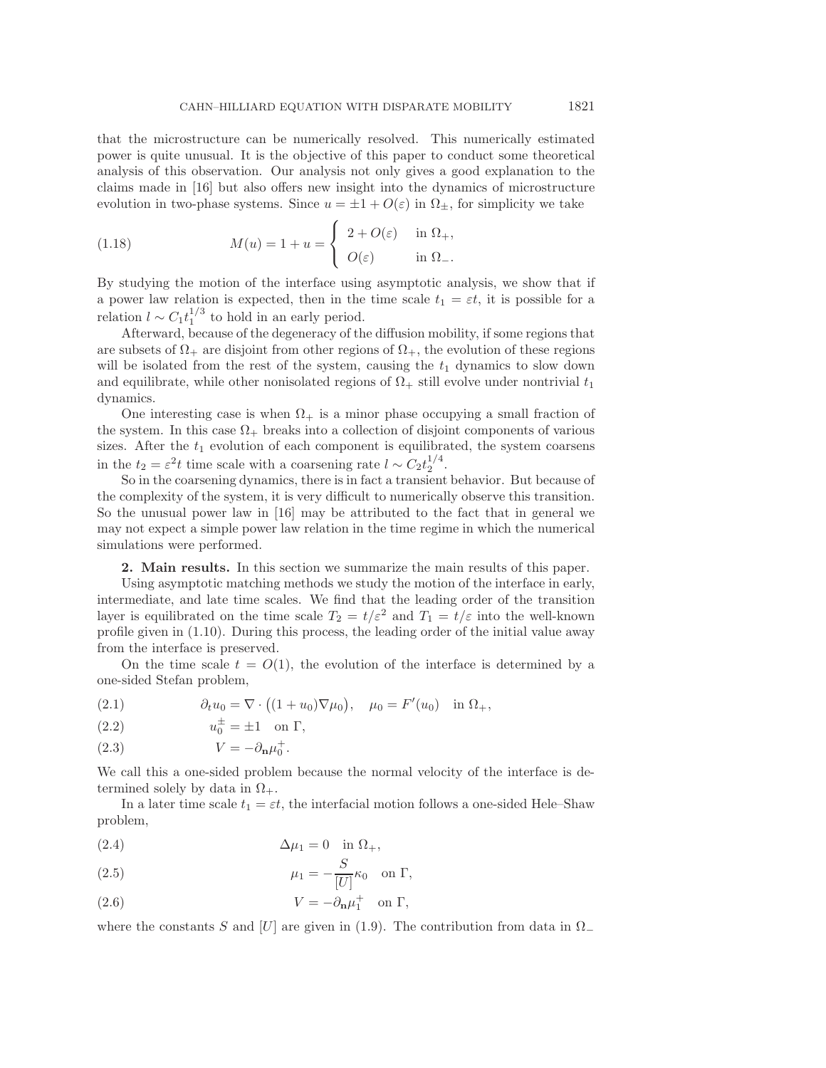that the microstructure can be numerically resolved. This numerically estimated power is quite unusual. It is the objective of this paper to conduct some theoretical analysis of this observation. Our analysis not only gives a good explanation to the claims made in [16] but also offers new insight into the dynamics of microstructure evolution in two-phase systems. Since $u = \pm 1 + O(\varepsilon)$ in $\Omega_\pm$, for simplicity we take

$$M(u) = 1 + u = \begin{cases} 2 + O(\varepsilon) & \text{in } \Omega_+, \\ O(\varepsilon) & \text{in } \Omega_-. \end{cases} \tag{1.18}$$

By studying the motion of the interface using asymptotic analysis, we show that if a power law relation is expected, then in the time scale $t_1 = \varepsilon t$, it is possible for a relation $l \sim C_1 t_1^{1/3}$ to hold in an early period.

Afterward, because of the degeneracy of the diffusion mobility, if some regions that are subsets of $\Omega_+$ are disjoint from other regions of $\Omega_+$, the evolution of these regions will be isolated from the rest of the system, causing the $t_1$ dynamics to slow down and equilibrate, while other nonisolated regions of $\Omega_+$ still evolve under nontrivial $t_1$ dynamics.

One interesting case is when $\Omega_+$ is a minor phase occupying a small fraction of the system. In this case $\Omega_+$ breaks into a collection of disjoint components of various sizes. After the $t_1$ evolution of each component is equilibrated, the system coarsens in the $t_2 = \varepsilon^2 t$ time scale with a coarsening rate $l \sim C_2 t_2^{1/4}$.

So in the coarsening dynamics, there is in fact a transient behavior. But because of the complexity of the system, it is very difficult to numerically observe this transition. So the unusual power law in [16] may be attributed to the fact that in general we may not expect a simple power law relation in the time regime in which the numerical simulations were performed.

**2. Main results.** In this section we summarize the main results of this paper.

Using asymptotic matching methods we study the motion of the interface in early, intermediate, and late time scales. We find that the leading order of the transition layer is equilibrated on the time scale $T_2 = t/\varepsilon^2$ and $T_1 = t/\varepsilon$ into the well-known profile given in (1.10). During this process, the leading order of the initial value away from the interface is preserved.

On the time scale $t = O(1)$, the evolution of the interface is determined by a one-sided Stefan problem,

$$\partial_t u_0 = \nabla \cdot \big((1 + u_0)\nabla \mu_0\big), \quad \mu_0 = F'(u_0) \quad \text{in } \Omega_+, \tag{2.1}$$

$$u_0^\pm = \pm 1 \quad \text{on } \Gamma, \tag{2.2}$$

$$V = -\partial_{\mathbf{n}} \mu_0^+. \tag{2.3}$$

We call this a one-sided problem because the normal velocity of the interface is determined solely by data in $\Omega_+$.

In a later time scale $t_1 = \varepsilon t$, the interfacial motion follows a one-sided Hele–Shaw problem,

$$\Delta \mu_1 = 0 \quad \text{in } \Omega_+, \tag{2.4}$$

$$\mu_1 = -\frac{S}{[U]}\kappa_0 \quad \text{on } \Gamma, \tag{2.5}$$

$$V = -\partial_{\mathbf{n}} \mu_1^+ \quad \text{on } \Gamma, \tag{2.6}$$

where the constants $S$ and $[U]$ are given in (1.9). The contribution from data in $\Omega_-$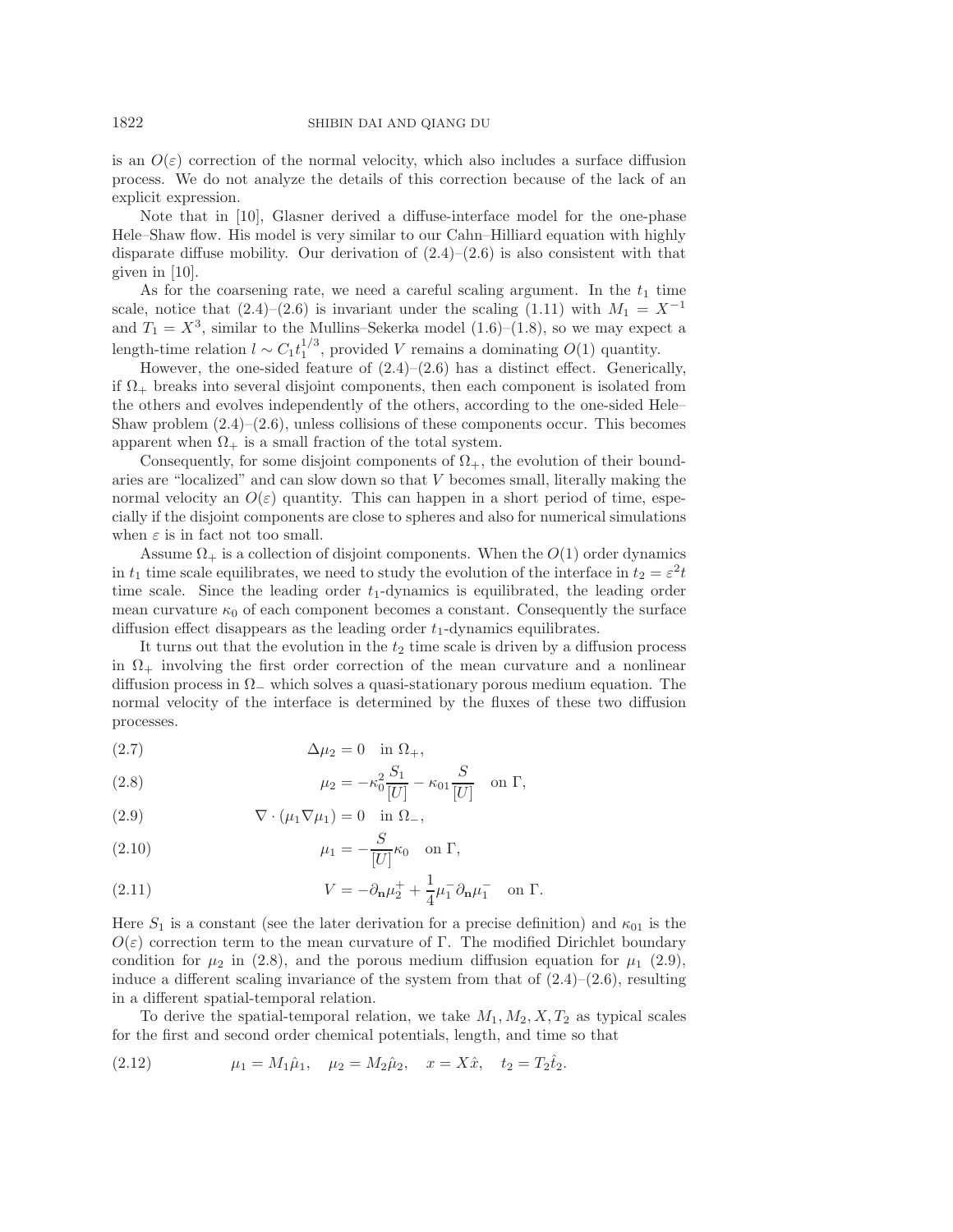is an $O(\varepsilon)$ correction of the normal velocity, which also includes a surface diffusion process. We do not analyze the details of this correction because of the lack of an explicit expression.

Note that in [10], Glasner derived a diffuse-interface model for the one-phase Hele–Shaw flow. His model is very similar to our Cahn–Hilliard equation with highly disparate diffuse mobility. Our derivation of (2.4)–(2.6) is also consistent with that given in [10].

As for the coarsening rate, we need a careful scaling argument. In the $t_1$ time scale, notice that (2.4)–(2.6) is invariant under the scaling (1.11) with $M_1 = X^{-1}$ and $T_1 = X^3$, similar to the Mullins–Sekerka model (1.6)–(1.8), so we may expect a length-time relation $l \sim C_1 t_1^{1/3}$, provided $V$ remains a dominating $O(1)$ quantity.

However, the one-sided feature of (2.4)–(2.6) has a distinct effect. Generically, if $\Omega_+$ breaks into several disjoint components, then each component is isolated from the others and evolves independently of the others, according to the one-sided Hele–Shaw problem (2.4)–(2.6), unless collisions of these components occur. This becomes apparent when $\Omega_+$ is a small fraction of the total system.

Consequently, for some disjoint components of $\Omega_+$, the evolution of their boundaries are "localized" and can slow down so that $V$ becomes small, literally making the normal velocity an $O(\varepsilon)$ quantity. This can happen in a short period of time, especially if the disjoint components are close to spheres and also for numerical simulations when $\varepsilon$ is in fact not too small.

Assume $\Omega_+$ is a collection of disjoint components. When the $O(1)$ order dynamics in $t_1$ time scale equilibrates, we need to study the evolution of the interface in $t_2 = \varepsilon^2 t$ time scale. Since the leading order $t_1$-dynamics is equilibrated, the leading order mean curvature $\kappa_0$ of each component becomes a constant. Consequently the surface diffusion effect disappears as the leading order $t_1$-dynamics equilibrates.

It turns out that the evolution in the $t_2$ time scale is driven by a diffusion process in $\Omega_+$ involving the first order correction of the mean curvature and a nonlinear diffusion process in $\Omega_-$ which solves a quasi-stationary porous medium equation. The normal velocity of the interface is determined by the fluxes of these two diffusion processes.

$$\Delta \mu_2 = 0 \quad \text{in } \Omega_+, \tag{2.7}$$

$$\mu_2 = -\kappa_0^2 \frac{S_1}{[U]} - \kappa_{01} \frac{S}{[U]} \quad \text{on } \Gamma, \tag{2.8}$$

$$\nabla \cdot (\mu_1 \nabla \mu_1) = 0 \quad \text{in } \Omega_-, \tag{2.9}$$

$$\mu_1 = -\frac{S}{[U]} \kappa_0 \quad \text{on } \Gamma, \tag{2.10}$$

$$V = -\partial_{\mathbf{n}} \mu_2^+ + \frac{1}{4} \mu_1^- \partial_{\mathbf{n}} \mu_1^- \quad \text{on } \Gamma. \tag{2.11}$$

Here $S_1$ is a constant (see the later derivation for a precise definition) and $\kappa_{01}$ is the $O(\varepsilon)$ correction term to the mean curvature of $\Gamma$. The modified Dirichlet boundary condition for $\mu_2$ in (2.8), and the porous medium diffusion equation for $\mu_1$ (2.9), induce a different scaling invariance of the system from that of (2.4)–(2.6), resulting in a different spatial-temporal relation.

To derive the spatial-temporal relation, we take $M_1, M_2, X, T_2$ as typical scales for the first and second order chemical potentials, length, and time so that

$$\mu_1 = M_1 \hat{\mu}_1, \quad \mu_2 = M_2 \hat{\mu}_2, \quad x = X \hat{x}, \quad t_2 = T_2 \hat{t}_2. \tag{2.12}$$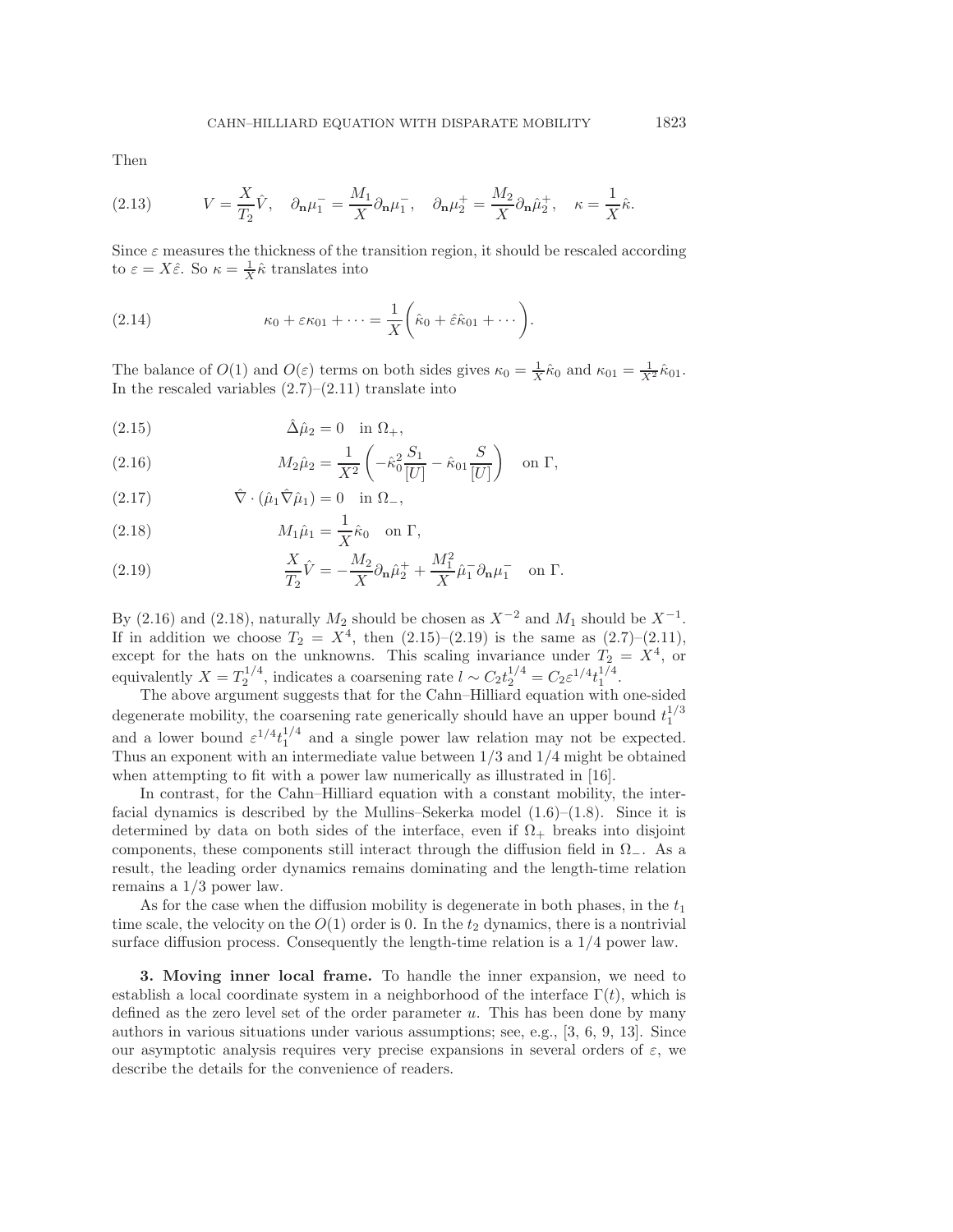Then

$$V = \frac{X}{T_2}\hat{V}, \quad \partial_{\mathbf{n}}\mu_1^- = \frac{M_1}{X}\partial_{\mathbf{n}}\hat{\mu}_1^-, \quad \partial_{\mathbf{n}}\mu_2^+ = \frac{M_2}{X}\partial_{\mathbf{n}}\hat{\mu}_2^+, \quad \kappa = \frac{1}{X}\hat{\kappa}. \tag{2.13}$$

Since $\varepsilon$ measures the thickness of the transition region, it should be rescaled according to $\varepsilon = X\hat{\varepsilon}$. So $\kappa = \frac{1}{X}\hat{\kappa}$ translates into

$$\kappa_0 + \varepsilon\kappa_{01} + \cdots = \frac{1}{X}\bigg(\hat{\kappa}_0 + \hat{\varepsilon}\hat{\kappa}_{01} + \cdots\bigg). \tag{2.14}$$

The balance of $O(1)$ and $O(\varepsilon)$ terms on both sides gives $\kappa_0 = \frac{1}{X}\hat{\kappa}_0$ and $\kappa_{01} = \frac{1}{X^2}\hat{\kappa}_{01}$. In the rescaled variables (2.7)–(2.11) translate into

$$\hat{\Delta}\hat{\mu}_2 = 0 \quad \text{in } \Omega_+, \tag{2.15}$$

$$M_2\hat{\mu}_2 = \frac{1}{X^2}\left(-\hat{\kappa}_0^2\frac{S_1}{[U]} - \hat{\kappa}_{01}\frac{S}{[U]}\right) \quad \text{on } \Gamma, \tag{2.16}$$

$$\hat{\nabla}\cdot(\hat{\mu}_1\hat{\nabla}\hat{\mu}_1) = 0 \quad \text{in } \Omega_-, \tag{2.17}$$

$$M_1\hat{\mu}_1 = \frac{1}{X}\hat{\kappa}_0 \quad \text{on } \Gamma, \tag{2.18}$$

$$\frac{X}{T_2}\hat{V} = -\frac{M_2}{X}\partial_{\mathbf{n}}\hat{\mu}_2^+ + \frac{M_1^2}{X}\hat{\mu}_1^-\partial_{\mathbf{n}}\mu_1^- \quad \text{on } \Gamma. \tag{2.19}$$

By (2.16) and (2.18), naturally $M_2$ should be chosen as $X^{-2}$ and $M_1$ should be $X^{-1}$. If in addition we choose $T_2 = X^4$, then (2.15)–(2.19) is the same as (2.7)–(2.11), except for the hats on the unknowns. This scaling invariance under $T_2 = X^4$, or equivalently $X = T_2^{1/4}$, indicates a coarsening rate $l \sim C_2 t_2^{1/4} = C_2\varepsilon^{1/4}t_1^{1/4}$.

The above argument suggests that for the Cahn–Hilliard equation with one-sided degenerate mobility, the coarsening rate generically should have an upper bound $t_1^{1/3}$ and a lower bound $\varepsilon^{1/4}t_1^{1/4}$ and a single power law relation may not be expected. Thus an exponent with an intermediate value between $1/3$ and $1/4$ might be obtained when attempting to fit with a power law numerically as illustrated in [16].

In contrast, for the Cahn–Hilliard equation with a constant mobility, the interfacial dynamics is described by the Mullins–Sekerka model (1.6)–(1.8). Since it is determined by data on both sides of the interface, even if $\Omega_+$ breaks into disjoint components, these components still interact through the diffusion field in $\Omega_-$. As a result, the leading order dynamics remains dominating and the length-time relation remains a $1/3$ power law.

As for the case when the diffusion mobility is degenerate in both phases, in the $t_1$ time scale, the velocity on the $O(1)$ order is 0. In the $t_2$ dynamics, there is a nontrivial surface diffusion process. Consequently the length-time relation is a $1/4$ power law.

**3. Moving inner local frame.** To handle the inner expansion, we need to establish a local coordinate system in a neighborhood of the interface $\Gamma(t)$, which is defined as the zero level set of the order parameter $u$. This has been done by many authors in various situations under various assumptions; see, e.g., [3, 6, 9, 13]. Since our asymptotic analysis requires very precise expansions in several orders of $\varepsilon$, we describe the details for the convenience of readers.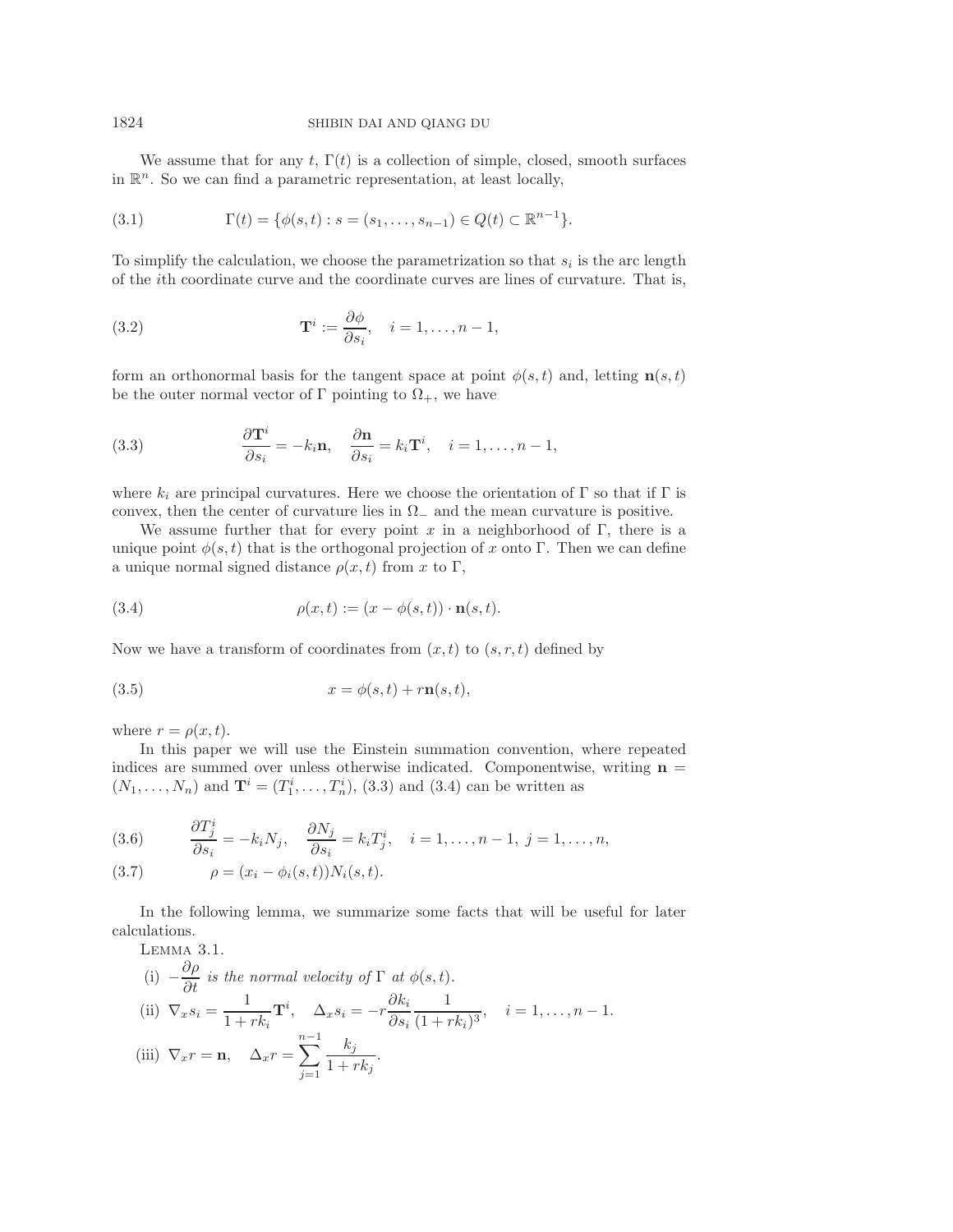We assume that for any $t$, $\Gamma(t)$ is a collection of simple, closed, smooth surfaces in $\mathbb{R}^n$. So we can find a parametric representation, at least locally,

$$\Gamma(t) = \{\phi(s,t) : s = (s_1, \ldots, s_{n-1}) \in Q(t) \subset \mathbb{R}^{n-1}\}. \tag{3.1}$$

To simplify the calculation, we choose the parametrization so that $s_i$ is the arc length of the $i$th coordinate curve and the coordinate curves are lines of curvature. That is,

$$\mathbf{T}^i := \frac{\partial \phi}{\partial s_i}, \quad i = 1, \ldots, n-1, \tag{3.2}$$

form an orthonormal basis for the tangent space at point $\phi(s,t)$ and, letting $\mathbf{n}(s,t)$ be the outer normal vector of $\Gamma$ pointing to $\Omega_+$, we have

$$\frac{\partial \mathbf{T}^i}{\partial s_i} = -k_i \mathbf{n}, \quad \frac{\partial \mathbf{n}}{\partial s_i} = k_i \mathbf{T}^i, \quad i = 1, \ldots, n-1, \tag{3.3}$$

where $k_i$ are principal curvatures. Here we choose the orientation of $\Gamma$ so that if $\Gamma$ is convex, then the center of curvature lies in $\Omega_-$ and the mean curvature is positive.

We assume further that for every point $x$ in a neighborhood of $\Gamma$, there is a unique point $\phi(s,t)$ that is the orthogonal projection of $x$ onto $\Gamma$. Then we can define a unique normal signed distance $\rho(x,t)$ from $x$ to $\Gamma$,

$$\rho(x,t) := (x - \phi(s,t)) \cdot \mathbf{n}(s,t). \tag{3.4}$$

Now we have a transform of coordinates from $(x,t)$ to $(s,r,t)$ defined by

$$x = \phi(s,t) + r\mathbf{n}(s,t), \tag{3.5}$$

where $r = \rho(x,t)$.

In this paper we will use the Einstein summation convention, where repeated indices are summed over unless otherwise indicated. Componentwise, writing $\mathbf{n} = (N_1, \ldots, N_n)$ and $\mathbf{T}^i = (T_1^i, \ldots, T_n^i)$, (3.3) and (3.4) can be written as

$$\frac{\partial T_j^i}{\partial s_i} = -k_i N_j, \quad \frac{\partial N_j}{\partial s_i} = k_i T_j^i, \quad i = 1, \ldots, n-1, \; j = 1, \ldots, n, \tag{3.6}$$

$$\rho = (x_i - \phi_i(s,t)) N_i(s,t). \tag{3.7}$$

In the following lemma, we summarize some facts that will be useful for later calculations.

Lemma 3.1.

(i) $-\dfrac{\partial \rho}{\partial t}$ *is the normal velocity of* $\Gamma$ *at* $\phi(s,t)$.

(ii) $\nabla_x s_i = \dfrac{1}{1 + rk_i} \mathbf{T}^i, \quad \Delta_x s_i = -r \dfrac{\partial k_i}{\partial s_i} \dfrac{1}{(1 + rk_i)^3}, \quad i = 1, \ldots, n-1.$

(iii) $\nabla_x r = \mathbf{n}, \quad \Delta_x r = \displaystyle\sum_{j=1}^{n-1} \frac{k_j}{1 + rk_j}.$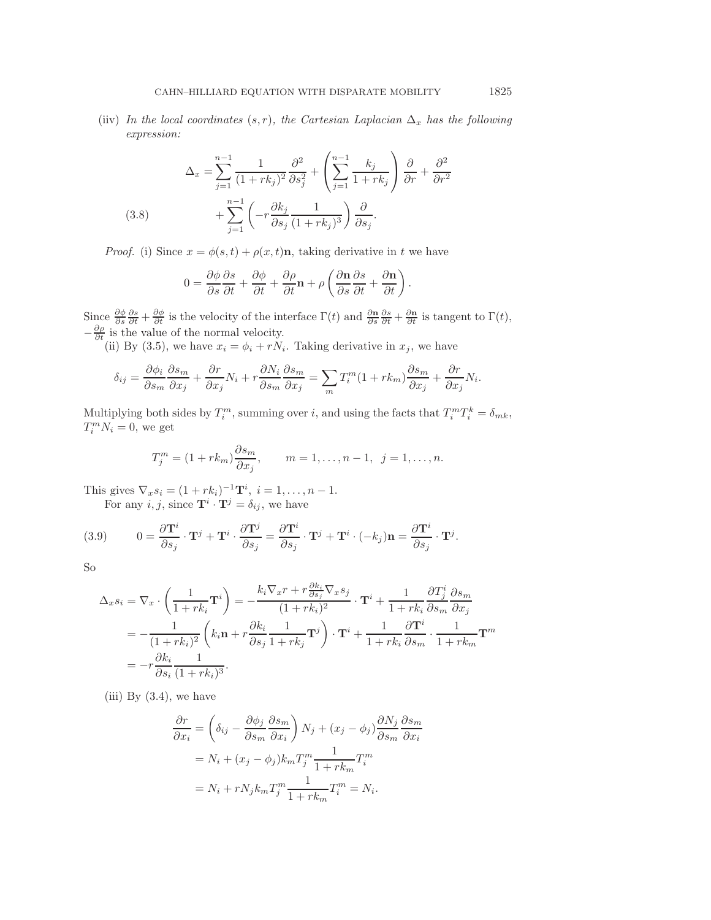(iiv) *In the local coordinates $(s, r)$, the Cartesian Laplacian $\Delta_x$ has the following expression:*

$$
\begin{aligned}
\Delta_x =& \sum_{j=1}^{n-1} \frac{1}{(1+rk_j)^2} \frac{\partial^2}{\partial s_j^2} + \left( \sum_{j=1}^{n-1} \frac{k_j}{1+rk_j} \right) \frac{\partial}{\partial r} + \frac{\partial^2}{\partial r^2} \\
&+ \sum_{j=1}^{n-1} \left( -r \frac{\partial k_j}{\partial s_j} \frac{1}{(1+rk_j)^3} \right) \frac{\partial}{\partial s_j}.
\end{aligned}
\tag{3.8}
$$

*Proof.* (i) Since $x = \phi(s,t) + \rho(x,t)\mathbf{n}$, taking derivative in $t$ we have

$$
0 = \frac{\partial \phi}{\partial s} \frac{\partial s}{\partial t} + \frac{\partial \phi}{\partial t} + \frac{\partial \rho}{\partial t} \mathbf{n} + \rho \left( \frac{\partial \mathbf{n}}{\partial s} \frac{\partial s}{\partial t} + \frac{\partial \mathbf{n}}{\partial t} \right).
$$

Since $\frac{\partial \phi}{\partial s}\frac{\partial s}{\partial t} + \frac{\partial \phi}{\partial t}$ is the velocity of the interface $\Gamma(t)$ and $\frac{\partial \mathbf{n}}{\partial s}\frac{\partial s}{\partial t} + \frac{\partial \mathbf{n}}{\partial t}$ is tangent to $\Gamma(t)$, $-\frac{\partial \rho}{\partial t}$ is the value of the normal velocity.

(ii) By (3.5), we have $x_i = \phi_i + rN_i$. Taking derivative in $x_j$, we have

$$
\delta_{ij} = \frac{\partial \phi_i}{\partial s_m} \frac{\partial s_m}{\partial x_j} + \frac{\partial r}{\partial x_j} N_i + r \frac{\partial N_i}{\partial s_m} \frac{\partial s_m}{\partial x_j} = \sum_m T_i^m (1 + rk_m) \frac{\partial s_m}{\partial x_j} + \frac{\partial r}{\partial x_j} N_i.
$$

Multiplying both sides by $T_i^m$, summing over $i$, and using the facts that $T_i^m T_i^k = \delta_{mk}$, $T_i^m N_i = 0$, we get

$$
T_j^m = (1 + rk_m) \frac{\partial s_m}{\partial x_j}, \qquad m = 1, \ldots, n-1, \;\; j = 1, \ldots, n.
$$

This gives $\nabla_x s_i = (1 + rk_i)^{-1} \mathbf{T}^i, \; i = 1, \ldots, n-1$.

For any $i, j$, since $\mathbf{T}^i \cdot \mathbf{T}^j = \delta_{ij}$, we have

$$
0 = \frac{\partial \mathbf{T}^i}{\partial s_j} \cdot \mathbf{T}^j + \mathbf{T}^i \cdot \frac{\partial \mathbf{T}^j}{\partial s_j} = \frac{\partial \mathbf{T}^i}{\partial s_j} \cdot \mathbf{T}^j + \mathbf{T}^i \cdot (-k_j)\mathbf{n} = \frac{\partial \mathbf{T}^i}{\partial s_j} \cdot \mathbf{T}^j.
\tag{3.9}
$$

So

$$
\begin{aligned}
\Delta_x s_i &= \nabla_x \cdot \left( \frac{1}{1 + rk_i} \mathbf{T}^i \right) = - \frac{k_i \nabla_x r + r \frac{\partial k_i}{\partial s_j} \nabla_x s_j}{(1 + rk_i)^2} \cdot \mathbf{T}^i + \frac{1}{1 + rk_i} \frac{\partial T_j^i}{\partial s_m} \frac{\partial s_m}{\partial x_j} \\
&= - \frac{1}{(1 + rk_i)^2} \left( k_i \mathbf{n} + r \frac{\partial k_i}{\partial s_j} \frac{1}{1 + rk_j} \mathbf{T}^j \right) \cdot \mathbf{T}^i + \frac{1}{1 + rk_i} \frac{\partial \mathbf{T}^i}{\partial s_m} \cdot \frac{1}{1 + rk_m} \mathbf{T}^m \\
&= -r \frac{\partial k_i}{\partial s_i} \frac{1}{(1 + rk_i)^3}.
\end{aligned}
$$

(iii) By (3.4), we have

$$
\begin{aligned}
\frac{\partial r}{\partial x_i} &= \left( \delta_{ij} - \frac{\partial \phi_j}{\partial s_m} \frac{\partial s_m}{\partial x_i} \right) N_j + (x_j - \phi_j) \frac{\partial N_j}{\partial s_m} \frac{\partial s_m}{\partial x_i} \\
&= N_i + (x_j - \phi_j) k_m T_j^m \frac{1}{1 + rk_m} T_i^m \\
&= N_i + r N_j k_m T_j^m \frac{1}{1 + rk_m} T_i^m = N_i.
\end{aligned}
$$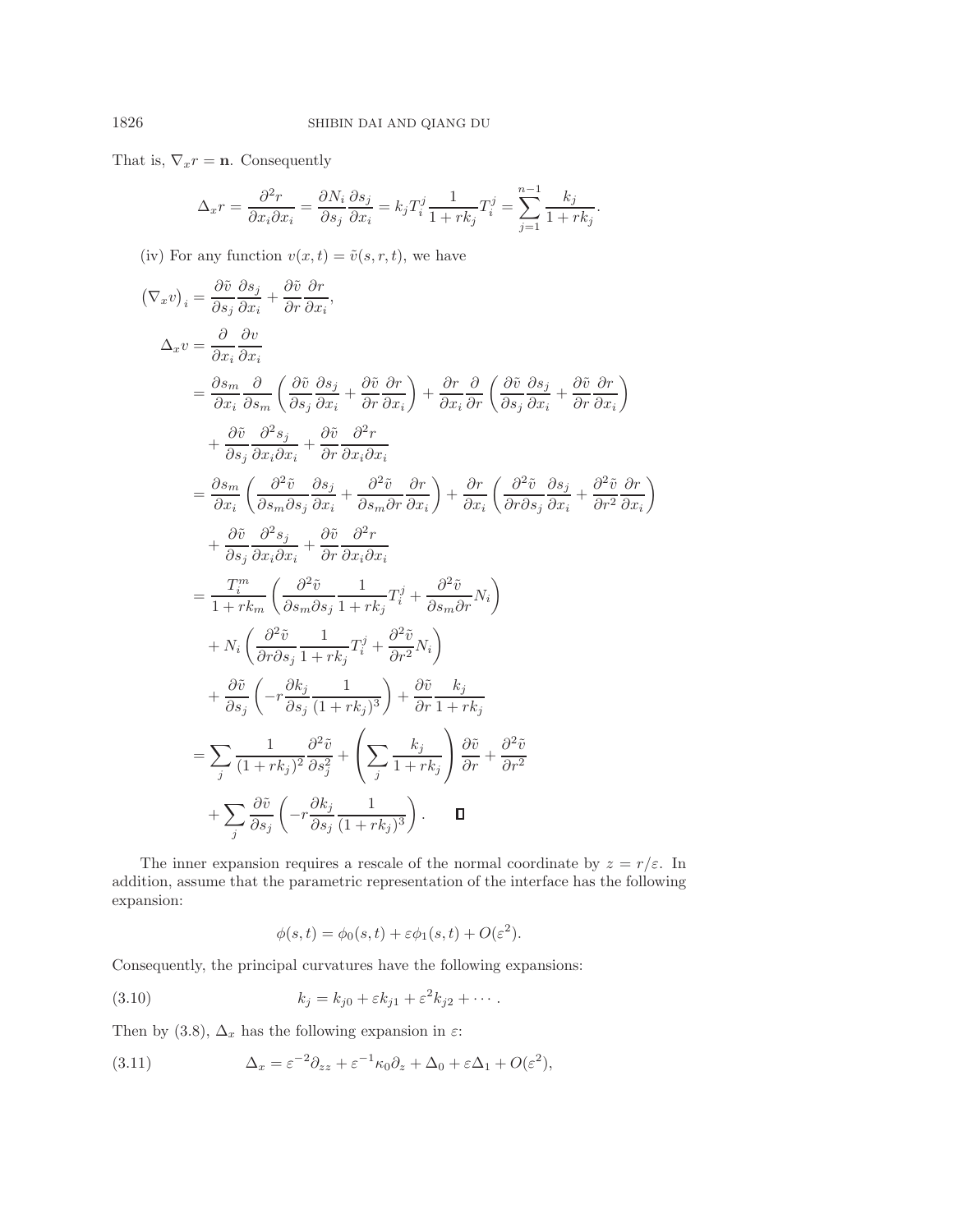That is, $\nabla_x r = \mathbf{n}$. Consequently

$$\Delta_x r = \frac{\partial^2 r}{\partial x_i \partial x_i} = \frac{\partial N_i}{\partial s_j}\frac{\partial s_j}{\partial x_i} = k_j T_i^j \frac{1}{1+rk_j} T_i^j = \sum_{j=1}^{n-1} \frac{k_j}{1+rk_j}.$$

(iv) For any function $v(x,t) = \tilde{v}(s,r,t)$, we have

$$\begin{aligned}
\left(\nabla_x v\right)_i &= \frac{\partial \tilde{v}}{\partial s_j}\frac{\partial s_j}{\partial x_i} + \frac{\partial \tilde{v}}{\partial r}\frac{\partial r}{\partial x_i}, \\
\Delta_x v &= \frac{\partial}{\partial x_i}\frac{\partial v}{\partial x_i} \\
&= \frac{\partial s_m}{\partial x_i}\frac{\partial}{\partial s_m}\left(\frac{\partial \tilde{v}}{\partial s_j}\frac{\partial s_j}{\partial x_i} + \frac{\partial \tilde{v}}{\partial r}\frac{\partial r}{\partial x_i}\right) + \frac{\partial r}{\partial x_i}\frac{\partial}{\partial r}\left(\frac{\partial \tilde{v}}{\partial s_j}\frac{\partial s_j}{\partial x_i} + \frac{\partial \tilde{v}}{\partial r}\frac{\partial r}{\partial x_i}\right) \\
&\quad + \frac{\partial \tilde{v}}{\partial s_j}\frac{\partial^2 s_j}{\partial x_i \partial x_i} + \frac{\partial \tilde{v}}{\partial r}\frac{\partial^2 r}{\partial x_i \partial x_i} \\
&= \frac{\partial s_m}{\partial x_i}\left(\frac{\partial^2 \tilde{v}}{\partial s_m \partial s_j}\frac{\partial s_j}{\partial x_i} + \frac{\partial^2 \tilde{v}}{\partial s_m \partial r}\frac{\partial r}{\partial x_i}\right) + \frac{\partial r}{\partial x_i}\left(\frac{\partial^2 \tilde{v}}{\partial r \partial s_j}\frac{\partial s_j}{\partial x_i} + \frac{\partial^2 \tilde{v}}{\partial r^2}\frac{\partial r}{\partial x_i}\right) \\
&\quad + \frac{\partial \tilde{v}}{\partial s_j}\frac{\partial^2 s_j}{\partial x_i \partial x_i} + \frac{\partial \tilde{v}}{\partial r}\frac{\partial^2 r}{\partial x_i \partial x_i} \\
&= \frac{T_i^m}{1+rk_m}\left(\frac{\partial^2 \tilde{v}}{\partial s_m \partial s_j}\frac{1}{1+rk_j}T_i^j + \frac{\partial^2 \tilde{v}}{\partial s_m \partial r}N_i\right) \\
&\quad + N_i\left(\frac{\partial^2 \tilde{v}}{\partial r \partial s_j}\frac{1}{1+rk_j}T_i^j + \frac{\partial^2 \tilde{v}}{\partial r^2}N_i\right) \\
&\quad + \frac{\partial \tilde{v}}{\partial s_j}\left(-r\frac{\partial k_j}{\partial s_j}\frac{1}{(1+rk_j)^3}\right) + \frac{\partial \tilde{v}}{\partial r}\frac{k_j}{1+rk_j} \\
&= \sum_j \frac{1}{(1+rk_j)^2}\frac{\partial^2 \tilde{v}}{\partial s_j^2} + \left(\sum_j \frac{k_j}{1+rk_j}\right)\frac{\partial \tilde{v}}{\partial r} + \frac{\partial^2 \tilde{v}}{\partial r^2} \\
&\quad + \sum_j \frac{\partial \tilde{v}}{\partial s_j}\left(-r\frac{\partial k_j}{\partial s_j}\frac{1}{(1+rk_j)^3}\right). \qquad \square
\end{aligned}$$

The inner expansion requires a rescale of the normal coordinate by $z = r/\varepsilon$. In addition, assume that the parametric representation of the interface has the following expansion:

$$\phi(s,t) = \phi_0(s,t) + \varepsilon\phi_1(s,t) + O(\varepsilon^2).$$

Consequently, the principal curvatures have the following expansions:

$$k_j = k_{j0} + \varepsilon k_{j1} + \varepsilon^2 k_{j2} + \cdots. \tag{3.10}$$

Then by (3.8), $\Delta_x$ has the following expansion in $\varepsilon$:

$$\Delta_x = \varepsilon^{-2}\partial_{zz} + \varepsilon^{-1}\kappa_0\partial_z + \Delta_0 + \varepsilon\Delta_1 + O(\varepsilon^2), \tag{3.11}$$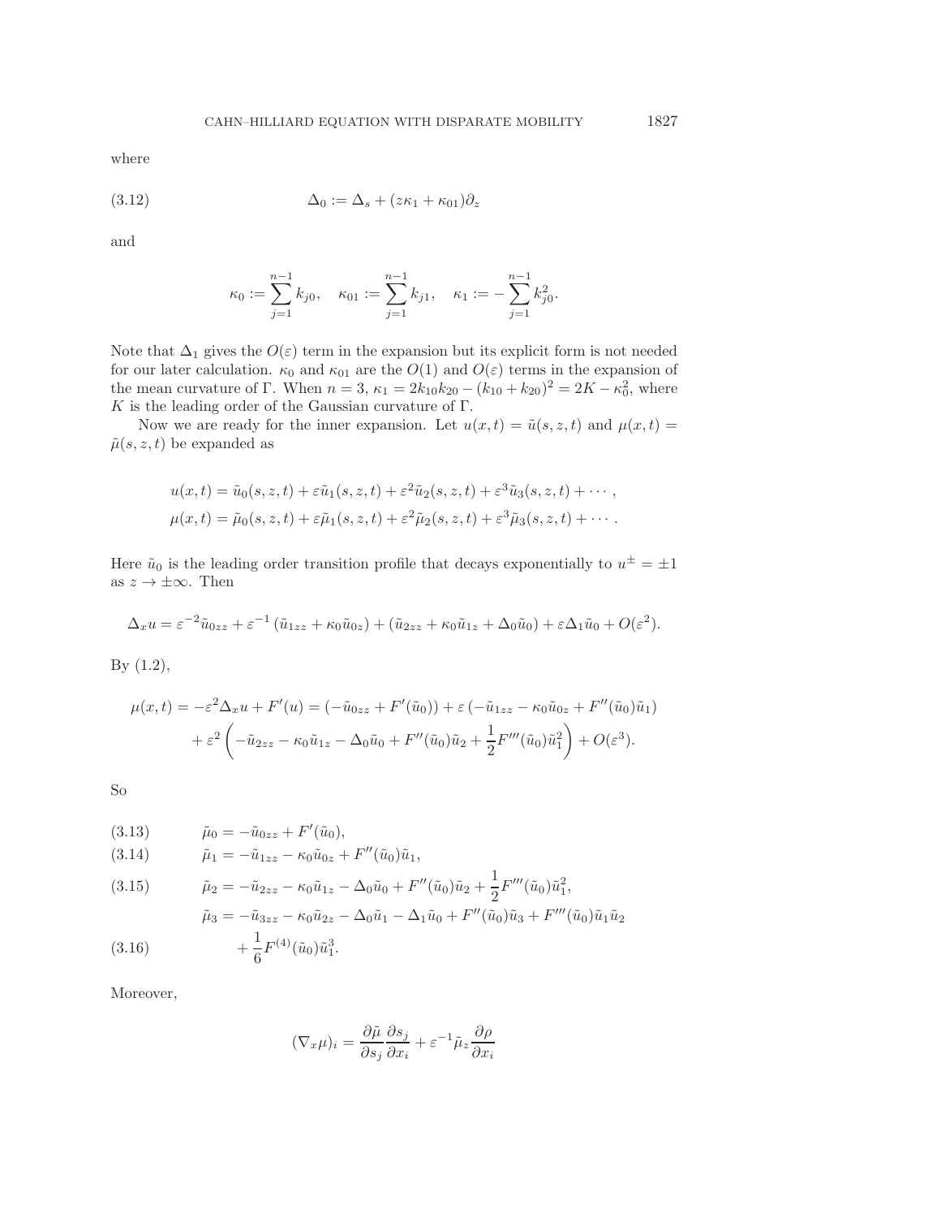where

$$\Delta_0 := \Delta_s + (z\kappa_1 + \kappa_{01})\partial_z \tag{3.12}$$

and

$$\kappa_0 := \sum_{j=1}^{n-1} k_{j0}, \quad \kappa_{01} := \sum_{j=1}^{n-1} k_{j1}, \quad \kappa_1 := -\sum_{j=1}^{n-1} k_{j0}^2.$$

Note that $\Delta_1$ gives the $O(\varepsilon)$ term in the expansion but its explicit form is not needed for our later calculation. $\kappa_0$ and $\kappa_{01}$ are the $O(1)$ and $O(\varepsilon)$ terms in the expansion of the mean curvature of $\Gamma$. When $n = 3$, $\kappa_1 = 2k_{10}k_{20} - (k_{10} + k_{20})^2 = 2K - \kappa_0^2$, where $K$ is the leading order of the Gaussian curvature of $\Gamma$.

Now we are ready for the inner expansion. Let $u(x,t) = \tilde{u}(s,z,t)$ and $\mu(x,t) = \tilde{\mu}(s,z,t)$ be expanded as

$$u(x,t) = \tilde{u}_0(s,z,t) + \varepsilon\tilde{u}_1(s,z,t) + \varepsilon^2\tilde{u}_2(s,z,t) + \varepsilon^3\tilde{u}_3(s,z,t) + \cdots,$$
$$\mu(x,t) = \tilde{\mu}_0(s,z,t) + \varepsilon\tilde{\mu}_1(s,z,t) + \varepsilon^2\tilde{\mu}_2(s,z,t) + \varepsilon^3\tilde{\mu}_3(s,z,t) + \cdots.$$

Here $\tilde{u}_0$ is the leading order transition profile that decays exponentially to $u^\pm = \pm 1$ as $z \to \pm\infty$. Then

$$\Delta_x u = \varepsilon^{-2}\tilde{u}_{0zz} + \varepsilon^{-1}\left(\tilde{u}_{1zz} + \kappa_0\tilde{u}_{0z}\right) + \left(\tilde{u}_{2zz} + \kappa_0\tilde{u}_{1z} + \Delta_0\tilde{u}_0\right) + \varepsilon\Delta_1\tilde{u}_0 + O(\varepsilon^2).$$

By (1.2),

$$\begin{aligned}
\mu(x,t) = -\varepsilon^2\Delta_x u + F'(u) &= \left(-\tilde{u}_{0zz} + F'(\tilde{u}_0)\right) + \varepsilon\left(-\tilde{u}_{1zz} - \kappa_0\tilde{u}_{0z} + F''(\tilde{u}_0)\tilde{u}_1\right) \\
&+ \varepsilon^2\left(-\tilde{u}_{2zz} - \kappa_0\tilde{u}_{1z} - \Delta_0\tilde{u}_0 + F''(\tilde{u}_0)\tilde{u}_2 + \frac{1}{2}F'''(\tilde{u}_0)\tilde{u}_1^2\right) + O(\varepsilon^3).
\end{aligned}$$

So

$$\tilde{\mu}_0 = -\tilde{u}_{0zz} + F'(\tilde{u}_0), \tag{3.13}$$

$$\tilde{\mu}_1 = -\tilde{u}_{1zz} - \kappa_0\tilde{u}_{0z} + F''(\tilde{u}_0)\tilde{u}_1, \tag{3.14}$$

$$\tilde{\mu}_2 = -\tilde{u}_{2zz} - \kappa_0\tilde{u}_{1z} - \Delta_0\tilde{u}_0 + F''(\tilde{u}_0)\tilde{u}_2 + \frac{1}{2}F'''(\tilde{u}_0)\tilde{u}_1^2, \tag{3.15}$$

$$\begin{aligned}
\tilde{\mu}_3 = -\tilde{u}_{3zz} - \kappa_0\tilde{u}_{2z} - \Delta_0\tilde{u}_1 - \Delta_1\tilde{u}_0 + F''(\tilde{u}_0)\tilde{u}_3 + F'''(\tilde{u}_0)\tilde{u}_1\tilde{u}_2 \\
+ \frac{1}{6}F^{(4)}(\tilde{u}_0)\tilde{u}_1^3.
\end{aligned} \tag{3.16}$$

Moreover,

$$(\nabla_x\mu)_i = \frac{\partial\tilde{\mu}}{\partial s_j}\frac{\partial s_j}{\partial x_i} + \varepsilon^{-1}\tilde{\mu}_z\frac{\partial\rho}{\partial x_i}$$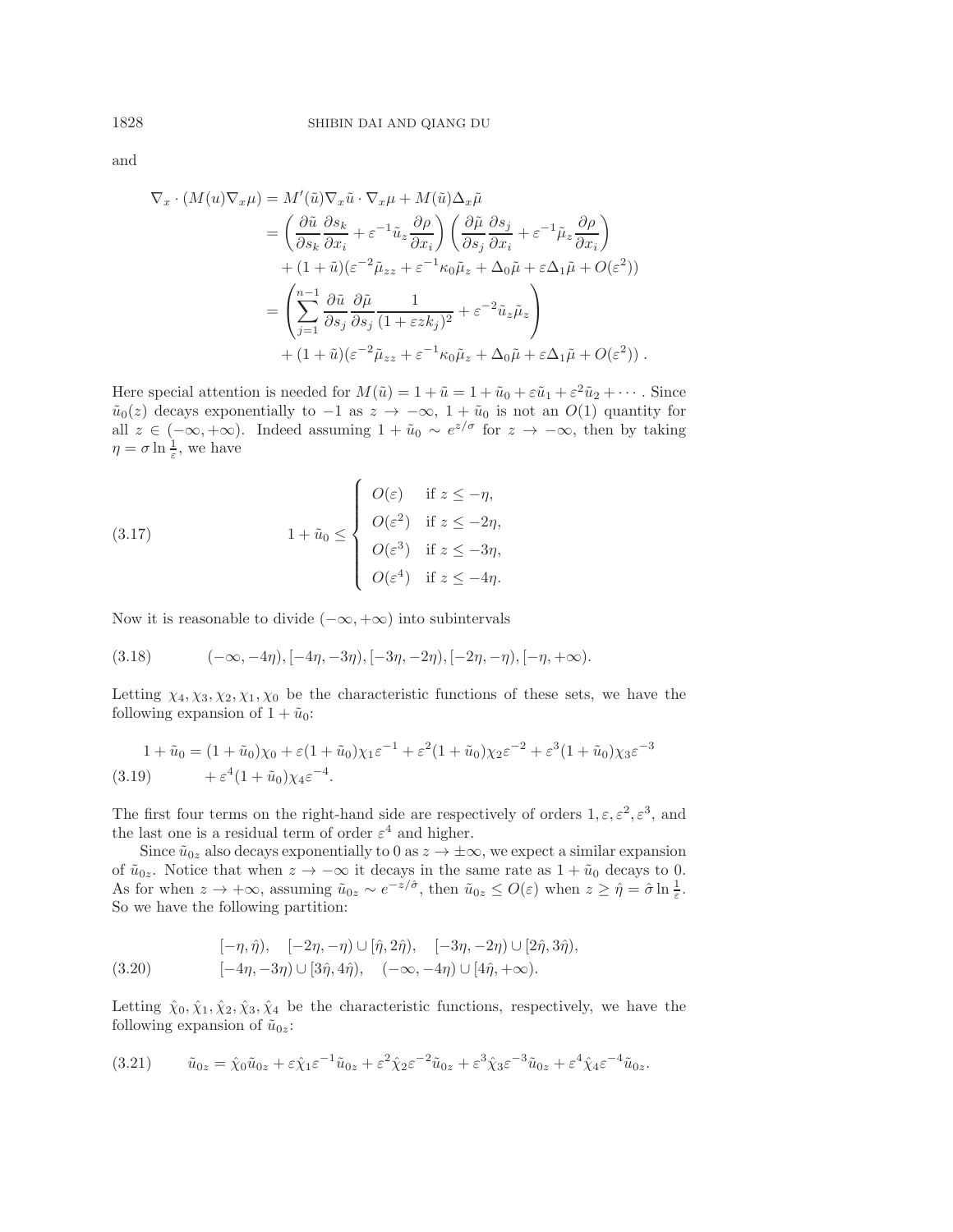and

$$
\begin{aligned}
\nabla_x \cdot (M(u)\nabla_x \mu) &= M'(\tilde{u})\nabla_x \tilde{u} \cdot \nabla_x \mu + M(\tilde{u})\Delta_x \tilde{\mu} \\
&= \left( \frac{\partial \tilde{u}}{\partial s_k}\frac{\partial s_k}{\partial x_i} + \varepsilon^{-1}\tilde{u}_z \frac{\partial \rho}{\partial x_i} \right)\left( \frac{\partial \tilde{\mu}}{\partial s_j}\frac{\partial s_j}{\partial x_i} + \varepsilon^{-1}\tilde{\mu}_z \frac{\partial \rho}{\partial x_i} \right) \\
&\quad + (1+\tilde{u})(\varepsilon^{-2}\tilde{\mu}_{zz} + \varepsilon^{-1}\kappa_0 \tilde{\mu}_z + \Delta_0 \tilde{\mu} + \varepsilon \Delta_1 \tilde{\mu} + O(\varepsilon^2)) \\
&= \left( \sum_{j=1}^{n-1} \frac{\partial \tilde{u}}{\partial s_j}\frac{\partial \tilde{\mu}}{\partial s_j}\frac{1}{(1+\varepsilon z k_j)^2} + \varepsilon^{-2}\tilde{u}_z \tilde{\mu}_z \right) \\
&\quad + (1+\tilde{u})(\varepsilon^{-2}\tilde{\mu}_{zz} + \varepsilon^{-1}\kappa_0 \tilde{\mu}_z + \Delta_0 \tilde{\mu} + \varepsilon \Delta_1 \tilde{\mu} + O(\varepsilon^2)) \,.
\end{aligned}
$$

Here special attention is needed for $M(\tilde{u}) = 1 + \tilde{u} = 1 + \tilde{u}_0 + \varepsilon \tilde{u}_1 + \varepsilon^2 \tilde{u}_2 + \cdots$. Since $\tilde{u}_0(z)$ decays exponentially to $-1$ as $z \to -\infty$, $1 + \tilde{u}_0$ is not an $O(1)$ quantity for all $z \in (-\infty, +\infty)$. Indeed assuming $1 + \tilde{u}_0 \sim e^{z/\sigma}$ for $z \to -\infty$, then by taking $\eta = \sigma \ln \frac{1}{\varepsilon}$, we have

$$
1 + \tilde{u}_0 \le \begin{cases} O(\varepsilon) & \text{if } z \le -\eta, \\ O(\varepsilon^2) & \text{if } z \le -2\eta, \\ O(\varepsilon^3) & \text{if } z \le -3\eta, \\ O(\varepsilon^4) & \text{if } z \le -4\eta. \end{cases} \tag{3.17}
$$

Now it is reasonable to divide $(-\infty, +\infty)$ into subintervals

$$
(-\infty, -4\eta), [-4\eta, -3\eta), [-3\eta, -2\eta), [-2\eta, -\eta), [-\eta, +\infty). \tag{3.18}
$$

Letting $\chi_4, \chi_3, \chi_2, \chi_1, \chi_0$ be the characteristic functions of these sets, we have the following expansion of $1 + \tilde{u}_0$:

$$
\begin{aligned}
1 + \tilde{u}_0 &= (1+\tilde{u}_0)\chi_0 + \varepsilon(1+\tilde{u}_0)\chi_1 \varepsilon^{-1} + \varepsilon^2 (1+\tilde{u}_0)\chi_2 \varepsilon^{-2} + \varepsilon^3 (1+\tilde{u}_0)\chi_3 \varepsilon^{-3} \\
&\quad + \varepsilon^4 (1+\tilde{u}_0)\chi_4 \varepsilon^{-4}.
\end{aligned} \tag{3.19}
$$

The first four terms on the right-hand side are respectively of orders $1, \varepsilon, \varepsilon^2, \varepsilon^3$, and the last one is a residual term of order $\varepsilon^4$ and higher.

Since $\tilde{u}_{0z}$ also decays exponentially to 0 as $z \to \pm\infty$, we expect a similar expansion of $\tilde{u}_{0z}$. Notice that when $z \to -\infty$ it decays in the same rate as $1 + \tilde{u}_0$ decays to 0. As for when $z \to +\infty$, assuming $\tilde{u}_{0z} \sim e^{-z/\hat{\sigma}}$, then $\tilde{u}_{0z} \le O(\varepsilon)$ when $z \ge \hat{\eta} = \hat{\sigma} \ln \frac{1}{\varepsilon}$. So we have the following partition:

$$
\begin{aligned}
&[-\eta, \hat{\eta}), \quad [-2\eta, -\eta) \cup [\hat{\eta}, 2\hat{\eta}), \quad [-3\eta, -2\eta) \cup [2\hat{\eta}, 3\hat{\eta}), \\
&[-4\eta, -3\eta) \cup [3\hat{\eta}, 4\hat{\eta}), \quad (-\infty, -4\eta) \cup [4\hat{\eta}, +\infty).
\end{aligned} \tag{3.20}
$$

Letting $\hat{\chi}_0, \hat{\chi}_1, \hat{\chi}_2, \hat{\chi}_3, \hat{\chi}_4$ be the characteristic functions, respectively, we have the following expansion of $\tilde{u}_{0z}$:

$$
\tilde{u}_{0z} = \hat{\chi}_0 \tilde{u}_{0z} + \varepsilon \hat{\chi}_1 \varepsilon^{-1} \tilde{u}_{0z} + \varepsilon^2 \hat{\chi}_2 \varepsilon^{-2} \tilde{u}_{0z} + \varepsilon^3 \hat{\chi}_3 \varepsilon^{-3} \tilde{u}_{0z} + \varepsilon^4 \hat{\chi}_4 \varepsilon^{-4} \tilde{u}_{0z}. \tag{3.21}
$$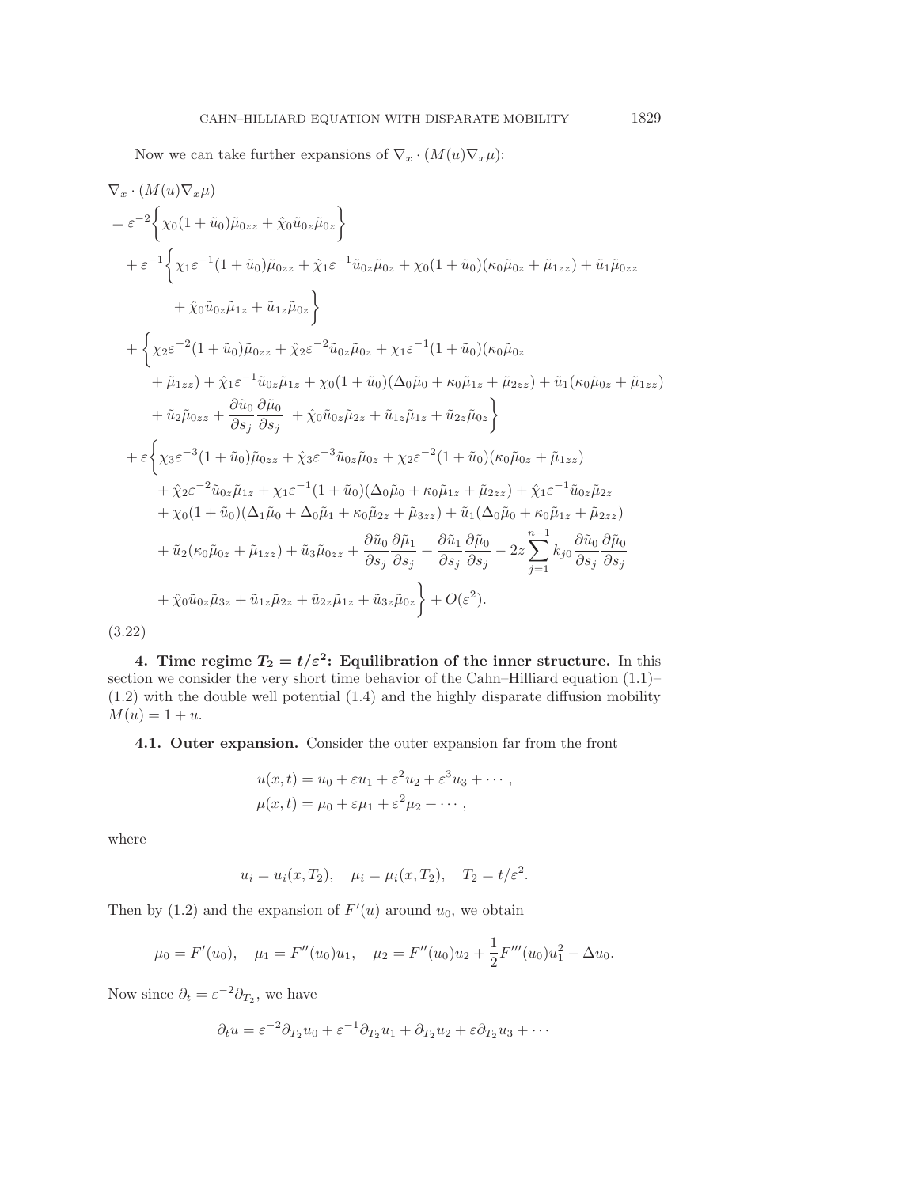Now we can take further expansions of $\nabla_x \cdot (M(u)\nabla_x \mu)$:

$$
\begin{aligned}
&\nabla_x \cdot (M(u)\nabla_x \mu) \\
&= \varepsilon^{-2}\bigg\{ \chi_0(1+\tilde{u}_0)\tilde{\mu}_{0zz} + \hat{\chi}_0 \tilde{u}_{0z}\tilde{\mu}_{0z} \bigg\} \\
&\quad + \varepsilon^{-1}\bigg\{ \chi_1 \varepsilon^{-1}(1+\tilde{u}_0)\tilde{\mu}_{0zz} + \hat{\chi}_1 \varepsilon^{-1}\tilde{u}_{0z}\tilde{\mu}_{0z} + \chi_0(1+\tilde{u}_0)(\kappa_0\tilde{\mu}_{0z} + \tilde{\mu}_{1zz}) + \tilde{u}_1\tilde{\mu}_{0zz} \\
&\qquad\quad + \hat{\chi}_0\tilde{u}_{0z}\tilde{\mu}_{1z} + \tilde{u}_{1z}\tilde{\mu}_{0z} \bigg\} \\
&\quad + \bigg\{ \chi_2\varepsilon^{-2}(1+\tilde{u}_0)\tilde{\mu}_{0zz} + \hat{\chi}_2\varepsilon^{-2}\tilde{u}_{0z}\tilde{\mu}_{0z} + \chi_1\varepsilon^{-1}(1+\tilde{u}_0)(\kappa_0\tilde{\mu}_{0z} \\
&\qquad + \tilde{\mu}_{1zz}) + \hat{\chi}_1\varepsilon^{-1}\tilde{u}_{0z}\tilde{\mu}_{1z} + \chi_0(1+\tilde{u}_0)(\Delta_0\tilde{\mu}_0 + \kappa_0\tilde{\mu}_{1z} + \tilde{\mu}_{2zz}) + \tilde{u}_1(\kappa_0\tilde{\mu}_{0z} + \tilde{\mu}_{1zz}) \\
&\qquad + \tilde{u}_2\tilde{\mu}_{0zz} + \frac{\partial \tilde{u}_0}{\partial s_j}\frac{\partial \tilde{\mu}_0}{\partial s_j} + \hat{\chi}_0\tilde{u}_{0z}\tilde{\mu}_{2z} + \tilde{u}_{1z}\tilde{\mu}_{1z} + \tilde{u}_{2z}\tilde{\mu}_{0z} \bigg\} \\
&\quad + \varepsilon\bigg\{ \chi_3\varepsilon^{-3}(1+\tilde{u}_0)\tilde{\mu}_{0zz} + \hat{\chi}_3\varepsilon^{-3}\tilde{u}_{0z}\tilde{\mu}_{0z} + \chi_2\varepsilon^{-2}(1+\tilde{u}_0)(\kappa_0\tilde{\mu}_{0z} + \tilde{\mu}_{1zz}) \\
&\qquad + \hat{\chi}_2\varepsilon^{-2}\tilde{u}_{0z}\tilde{\mu}_{1z} + \chi_1\varepsilon^{-1}(1+\tilde{u}_0)(\Delta_0\tilde{\mu}_0 + \kappa_0\tilde{\mu}_{1z} + \tilde{\mu}_{2zz}) + \hat{\chi}_1\varepsilon^{-1}\tilde{u}_{0z}\tilde{\mu}_{2z} \\
&\qquad + \chi_0(1+\tilde{u}_0)(\Delta_1\tilde{\mu}_0 + \Delta_0\tilde{\mu}_1 + \kappa_0\tilde{\mu}_{2z} + \tilde{\mu}_{3zz}) + \tilde{u}_1(\Delta_0\tilde{\mu}_0 + \kappa_0\tilde{\mu}_{1z} + \tilde{\mu}_{2zz}) \\
&\qquad + \tilde{u}_2(\kappa_0\tilde{\mu}_{0z} + \tilde{\mu}_{1zz}) + \tilde{u}_3\tilde{\mu}_{0zz} + \frac{\partial \tilde{u}_0}{\partial s_j}\frac{\partial \tilde{\mu}_1}{\partial s_j} + \frac{\partial \tilde{u}_1}{\partial s_j}\frac{\partial \tilde{\mu}_0}{\partial s_j} - 2z\sum_{j=1}^{n-1} k_{j0}\frac{\partial \tilde{u}_0}{\partial s_j}\frac{\partial \tilde{\mu}_0}{\partial s_j} \\
&\qquad + \hat{\chi}_0\tilde{u}_{0z}\tilde{\mu}_{3z} + \tilde{u}_{1z}\tilde{\mu}_{2z} + \tilde{u}_{2z}\tilde{\mu}_{1z} + \tilde{u}_{3z}\tilde{\mu}_{0z} \bigg\} + O(\varepsilon^2).
\end{aligned}
\tag{3.22}
$$

## 4. Time regime $T_2 = t/\varepsilon^2$: Equilibration of the inner structure.

In this section we consider the very short time behavior of the Cahn–Hilliard equation (1.1)–(1.2) with the double well potential (1.4) and the highly disparate diffusion mobility $M(u) = 1 + u$.

### 4.1. Outer expansion.

Consider the outer expansion far from the front

$$
\begin{aligned}
u(x,t) &= u_0 + \varepsilon u_1 + \varepsilon^2 u_2 + \varepsilon^3 u_3 + \cdots, \\
\mu(x,t) &= \mu_0 + \varepsilon \mu_1 + \varepsilon^2 \mu_2 + \cdots,
\end{aligned}
$$

where

$$
u_i = u_i(x, T_2), \quad \mu_i = \mu_i(x, T_2), \quad T_2 = t/\varepsilon^2.
$$

Then by (1.2) and the expansion of $F'(u)$ around $u_0$, we obtain

$$
\mu_0 = F'(u_0), \quad \mu_1 = F''(u_0)u_1, \quad \mu_2 = F''(u_0)u_2 + \frac{1}{2}F'''(u_0)u_1^2 - \Delta u_0.
$$

Now since $\partial_t = \varepsilon^{-2}\partial_{T_2}$, we have

$$
\partial_t u = \varepsilon^{-2}\partial_{T_2}u_0 + \varepsilon^{-1}\partial_{T_2}u_1 + \partial_{T_2}u_2 + \varepsilon\partial_{T_2}u_3 + \cdots
$$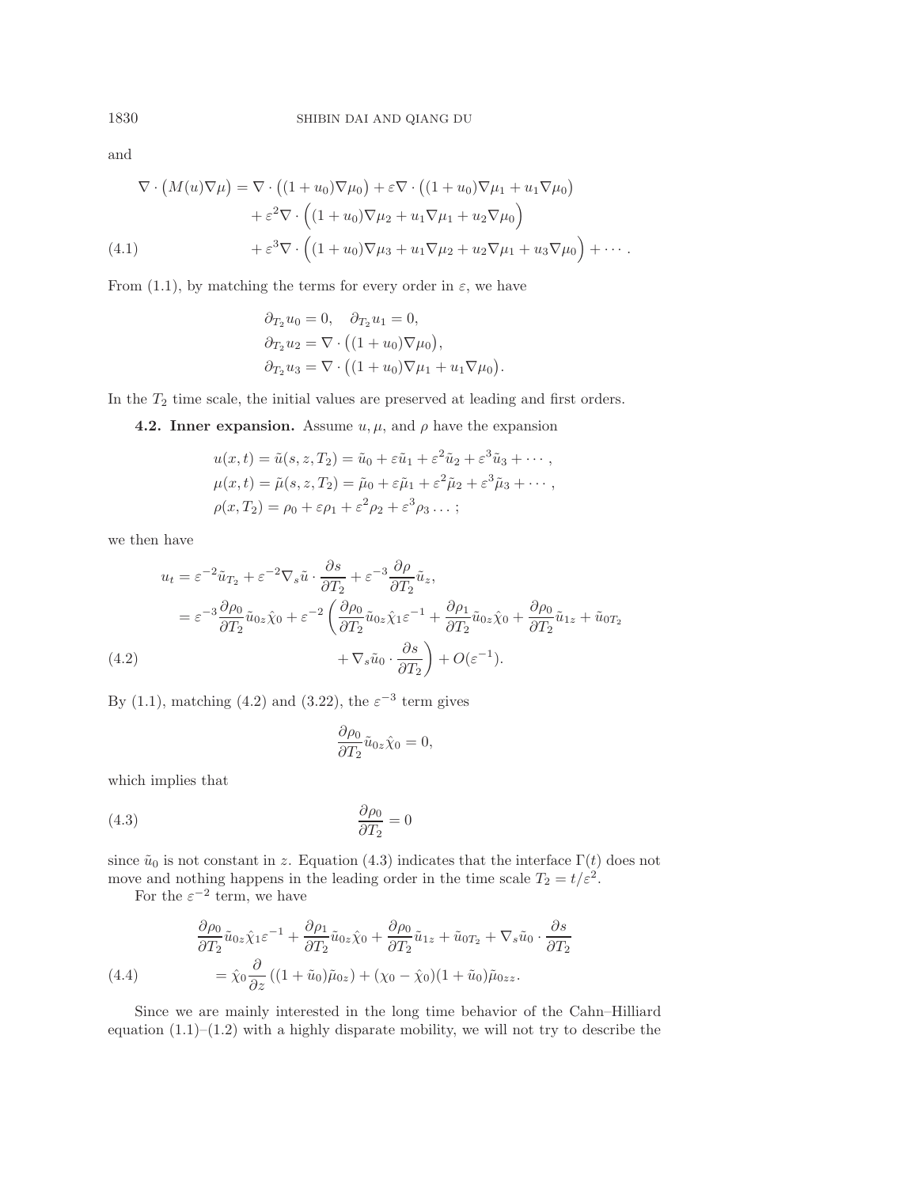and

$$
\begin{aligned}
\nabla \cdot \big(M(u)\nabla\mu\big) &= \nabla \cdot \big((1+u_0)\nabla\mu_0\big) + \varepsilon\nabla\cdot\big((1+u_0)\nabla\mu_1 + u_1\nabla\mu_0\big) \\
&\quad + \varepsilon^2\nabla\cdot\Big((1+u_0)\nabla\mu_2 + u_1\nabla\mu_1 + u_2\nabla\mu_0\Big) \\
&\quad + \varepsilon^3\nabla\cdot\Big((1+u_0)\nabla\mu_3 + u_1\nabla\mu_2 + u_2\nabla\mu_1 + u_3\nabla\mu_0\Big) + \cdots . \qquad (4.1)
\end{aligned}
$$

From (1.1), by matching the terms for every order in $\varepsilon$, we have

$$
\begin{aligned}
&\partial_{T_2}u_0 = 0, \quad \partial_{T_2}u_1 = 0,\\
&\partial_{T_2}u_2 = \nabla\cdot\big((1+u_0)\nabla\mu_0\big),\\
&\partial_{T_2}u_3 = \nabla\cdot\big((1+u_0)\nabla\mu_1 + u_1\nabla\mu_0\big).
\end{aligned}
$$

In the $T_2$ time scale, the initial values are preserved at leading and first orders.

**4.2. Inner expansion.** Assume $u, \mu$, and $\rho$ have the expansion

$$
\begin{aligned}
&u(x,t) = \tilde{u}(s,z,T_2) = \tilde{u}_0 + \varepsilon\tilde{u}_1 + \varepsilon^2\tilde{u}_2 + \varepsilon^3\tilde{u}_3 + \cdots,\\
&\mu(x,t) = \tilde{\mu}(s,z,T_2) = \tilde{\mu}_0 + \varepsilon\tilde{\mu}_1 + \varepsilon^2\tilde{\mu}_2 + \varepsilon^3\tilde{\mu}_3 + \cdots,\\
&\rho(x,T_2) = \rho_0 + \varepsilon\rho_1 + \varepsilon^2\rho_2 + \varepsilon^3\rho_3 \ldots ;
\end{aligned}
$$

we then have

$$
\begin{aligned}
u_t &= \varepsilon^{-2}\tilde{u}_{T_2} + \varepsilon^{-2}\nabla_s\tilde{u}\cdot\frac{\partial s}{\partial T_2} + \varepsilon^{-3}\frac{\partial\rho}{\partial T_2}\tilde{u}_z,\\
&= \varepsilon^{-3}\frac{\partial\rho_0}{\partial T_2}\tilde{u}_{0z}\hat{\chi}_0 + \varepsilon^{-2}\left(\frac{\partial\rho_0}{\partial T_2}\tilde{u}_{0z}\hat{\chi}_1\varepsilon^{-1} + \frac{\partial\rho_1}{\partial T_2}\tilde{u}_{0z}\hat{\chi}_0 + \frac{\partial\rho_0}{\partial T_2}\tilde{u}_{1z} + \tilde{u}_{0T_2}\right.\\
&\qquad\qquad \left. + \nabla_s\tilde{u}_0\cdot\frac{\partial s}{\partial T_2}\right) + O(\varepsilon^{-1}). \qquad (4.2)
\end{aligned}
$$

By (1.1), matching (4.2) and (3.22), the $\varepsilon^{-3}$ term gives

$$
\frac{\partial\rho_0}{\partial T_2}\tilde{u}_{0z}\hat{\chi}_0 = 0,
$$

which implies that

$$
\frac{\partial\rho_0}{\partial T_2} = 0 \qquad (4.3)
$$

since $\tilde{u}_0$ is not constant in $z$. Equation (4.3) indicates that the interface $\Gamma(t)$ does not move and nothing happens in the leading order in the time scale $T_2 = t/\varepsilon^2$.

For the $\varepsilon^{-2}$ term, we have

$$
\begin{aligned}
&\frac{\partial\rho_0}{\partial T_2}\tilde{u}_{0z}\hat{\chi}_1\varepsilon^{-1} + \frac{\partial\rho_1}{\partial T_2}\tilde{u}_{0z}\hat{\chi}_0 + \frac{\partial\rho_0}{\partial T_2}\tilde{u}_{1z} + \tilde{u}_{0T_2} + \nabla_s\tilde{u}_0\cdot\frac{\partial s}{\partial T_2}\\
&\qquad = \hat{\chi}_0\frac{\partial}{\partial z}\left((1+\tilde{u}_0)\tilde{\mu}_{0z}\right) + (\chi_0 - \hat{\chi}_0)(1+\tilde{u}_0)\tilde{\mu}_{0zz}. \qquad (4.4)
\end{aligned}
$$

Since we are mainly interested in the long time behavior of the Cahn–Hilliard equation (1.1)–(1.2) with a highly disparate mobility, we will not try to describe the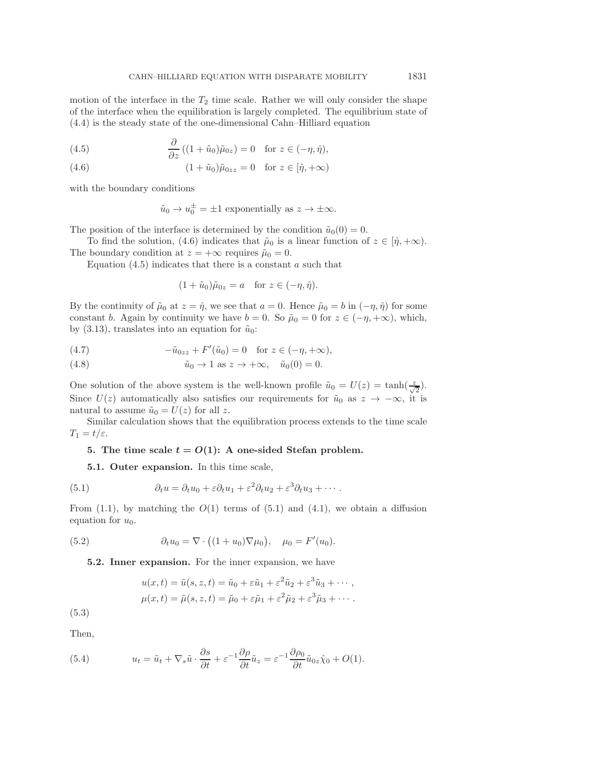motion of the interface in the $T_2$ time scale. Rather we will only consider the shape of the interface when the equilibration is largely completed. The equilibrium state of (4.4) is the steady state of the one-dimensional Cahn–Hilliard equation

$$\frac{\partial}{\partial z}\left((1+\tilde{u}_0)\tilde{\mu}_{0z}\right) = 0 \quad \text{for } z \in (-\eta, \hat{\eta}), \tag{4.5}$$

$$(1+\tilde{u}_0)\tilde{\mu}_{0zz} = 0 \quad \text{for } z \in [\hat{\eta}, +\infty) \tag{4.6}$$

with the boundary conditions

$$\tilde{u}_0 \to u_0^{\pm} = \pm 1 \text{ exponentially as } z \to \pm\infty.$$

The position of the interface is determined by the condition $\tilde{u}_0(0) = 0$.

To find the solution, (4.6) indicates that $\tilde{\mu}_0$ is a linear function of $z \in [\hat{\eta}, +\infty)$. The boundary condition at $z = +\infty$ requires $\tilde{\mu}_0 = 0$.

Equation (4.5) indicates that there is a constant $a$ such that

$$(1+\tilde{u}_0)\tilde{\mu}_{0z} = a \quad \text{for } z \in (-\eta, \hat{\eta}).$$

By the continuity of $\tilde{\mu}_0$ at $z = \hat{\eta}$, we see that $a = 0$. Hence $\tilde{\mu}_0 = b$ in $(-\eta, \hat{\eta})$ for some constant $b$. Again by continuity we have $b = 0$. So $\tilde{\mu}_0 = 0$ for $z \in (-\eta, +\infty)$, which, by (3.13), translates into an equation for $\tilde{u}_0$:

$$-\tilde{u}_{0zz} + F'(\tilde{u}_0) = 0 \quad \text{for } z \in (-\eta, +\infty), \tag{4.7}$$

$$\tilde{u}_0 \to 1 \text{ as } z \to +\infty, \quad \tilde{u}_0(0) = 0. \tag{4.8}$$

One solution of the above system is the well-known profile $\tilde{u}_0 = U(z) = \tanh(\frac{z}{\sqrt{2}})$. Since $U(z)$ automatically also satisfies our requirements for $\tilde{u}_0$ as $z \to -\infty$, it is natural to assume $\tilde{u}_0 = U(z)$ for all $z$.

Similar calculation shows that the equilibration process extends to the time scale $T_1 = t/\varepsilon$.

## 5. The time scale $t = O(1)$: A one-sided Stefan problem.

### 5.1. Outer expansion.

In this time scale,

$$\partial_t u = \partial_t u_0 + \varepsilon \partial_t u_1 + \varepsilon^2 \partial_t u_2 + \varepsilon^3 \partial_t u_3 + \cdots. \tag{5.1}$$

From (1.1), by matching the $O(1)$ terms of (5.1) and (4.1), we obtain a diffusion equation for $u_0$.

$$\partial_t u_0 = \nabla \cdot \left((1+u_0)\nabla \mu_0\right), \quad \mu_0 = F'(u_0). \tag{5.2}$$

### 5.2. Inner expansion.

For the inner expansion, we have

$$\begin{aligned} u(x,t) &= \tilde{u}(s,z,t) = \tilde{u}_0 + \varepsilon \tilde{u}_1 + \varepsilon^2 \tilde{u}_2 + \varepsilon^3 \tilde{u}_3 + \cdots, \\ \mu(x,t) &= \tilde{\mu}(s,z,t) = \tilde{\mu}_0 + \varepsilon \tilde{\mu}_1 + \varepsilon^2 \tilde{\mu}_2 + \varepsilon^3 \tilde{\mu}_3 + \cdots. \end{aligned} \tag{5.3}$$

Then,

$$u_t = \tilde{u}_t + \nabla_s \tilde{u} \cdot \frac{\partial s}{\partial t} + \varepsilon^{-1} \frac{\partial \rho}{\partial t} \tilde{u}_z = \varepsilon^{-1} \frac{\partial \rho_0}{\partial t} \tilde{u}_{0z} \hat{\chi}_0 + O(1). \tag{5.4}$$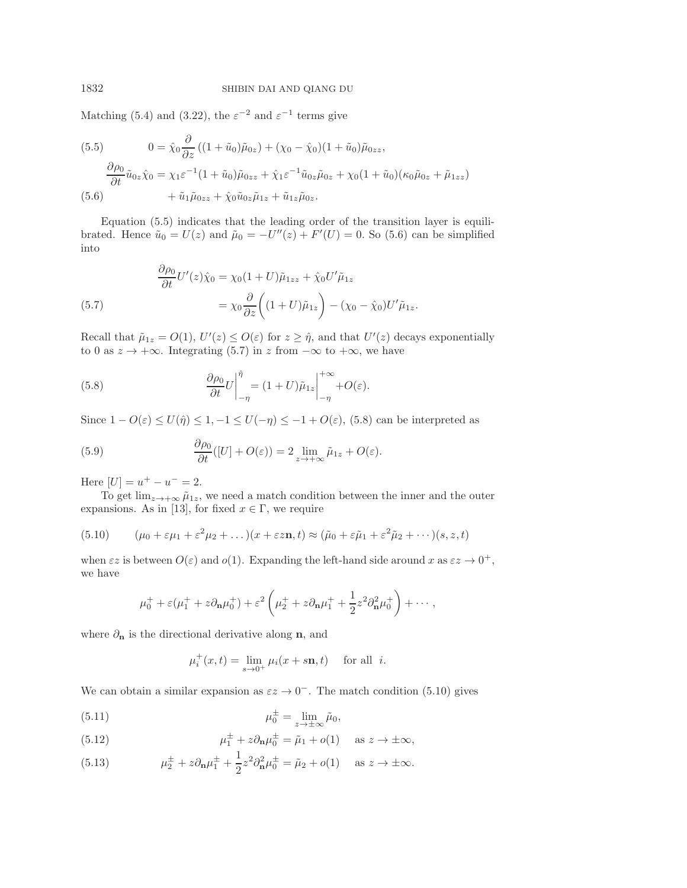Matching (5.4) and (3.22), the $\varepsilon^{-2}$ and $\varepsilon^{-1}$ terms give

$$0 = \hat{\chi}_0 \frac{\partial}{\partial z}\left((1+\tilde{u}_0)\tilde{\mu}_{0z}\right) + (\chi_0 - \hat{\chi}_0)(1+\tilde{u}_0)\tilde{\mu}_{0zz}, \tag{5.5}$$

$$\begin{aligned}\frac{\partial \rho_0}{\partial t}\tilde{u}_{0z}\hat{\chi}_0 = {} & \chi_1 \varepsilon^{-1}(1+\tilde{u}_0)\tilde{\mu}_{0zz} + \hat{\chi}_1 \varepsilon^{-1}\tilde{u}_{0z}\tilde{\mu}_{0z} + \chi_0(1+\tilde{u}_0)(\kappa_0\tilde{\mu}_{0z} + \tilde{\mu}_{1zz}) \\ & + \tilde{u}_1\tilde{\mu}_{0zz} + \hat{\chi}_0\tilde{u}_{0z}\tilde{\mu}_{1z} + \tilde{u}_{1z}\tilde{\mu}_{0z}.\end{aligned} \tag{5.6}$$

Equation (5.5) indicates that the leading order of the transition layer is equilibrated. Hence $\tilde{u}_0 = U(z)$ and $\tilde{\mu}_0 = -U''(z) + F'(U) = 0$. So (5.6) can be simplified into

$$\begin{aligned}\frac{\partial \rho_0}{\partial t}U'(z)\hat{\chi}_0 &= \chi_0(1+U)\tilde{\mu}_{1zz} + \hat{\chi}_0 U'\tilde{\mu}_{1z} \\ &= \chi_0\frac{\partial}{\partial z}\bigg((1+U)\tilde{\mu}_{1z}\bigg) - (\chi_0 - \hat{\chi}_0)U'\tilde{\mu}_{1z}.\end{aligned} \tag{5.7}$$

Recall that $\tilde{\mu}_{1z} = O(1)$, $U'(z) \le O(\varepsilon)$ for $z \ge \hat{\eta}$, and that $U'(z)$ decays exponentially to 0 as $z \to +\infty$. Integrating (5.7) in $z$ from $-\infty$ to $+\infty$, we have

$$\frac{\partial \rho_0}{\partial t}U\bigg|_{-\eta}^{\hat{\eta}} = (1+U)\tilde{\mu}_{1z}\bigg|_{-\eta}^{+\infty} + O(\varepsilon). \tag{5.8}$$

Since $1 - O(\varepsilon) \le U(\hat{\eta}) \le 1, -1 \le U(-\eta) \le -1 + O(\varepsilon)$, (5.8) can be interpreted as

$$\frac{\partial \rho_0}{\partial t}([U] + O(\varepsilon)) = 2\lim_{z\to+\infty}\tilde{\mu}_{1z} + O(\varepsilon). \tag{5.9}$$

Here $[U] = u^+ - u^- = 2$.

To get $\lim_{z\to+\infty}\tilde{\mu}_{1z}$, we need a match condition between the inner and the outer expansions. As in [13], for fixed $x \in \Gamma$, we require

$$(\mu_0 + \varepsilon\mu_1 + \varepsilon^2\mu_2 + \dots)(x + \varepsilon z\mathbf{n}, t) \approx (\tilde{\mu}_0 + \varepsilon\tilde{\mu}_1 + \varepsilon^2\tilde{\mu}_2 + \cdots)(s, z, t) \tag{5.10}$$

when $\varepsilon z$ is between $O(\varepsilon)$ and $o(1)$. Expanding the left-hand side around $x$ as $\varepsilon z \to 0^+$, we have

$$\mu_0^+ + \varepsilon(\mu_1^+ + z\partial_{\mathbf{n}}\mu_0^+) + \varepsilon^2\left(\mu_2^+ + z\partial_{\mathbf{n}}\mu_1^+ + \frac{1}{2}z^2\partial_{\mathbf{n}}^2\mu_0^+\right) + \cdots,$$

where $\partial_{\mathbf{n}}$ is the directional derivative along $\mathbf{n}$, and

$$\mu_i^+(x,t) = \lim_{s\to 0^+}\mu_i(x + s\mathbf{n}, t) \quad \text{ for all } \ i.$$

We can obtain a similar expansion as $\varepsilon z \to 0^-$. The match condition (5.10) gives

$$\mu_0^\pm = \lim_{z\to\pm\infty}\tilde{\mu}_0, \tag{5.11}$$

$$\mu_1^\pm + z\partial_{\mathbf{n}}\mu_0^\pm = \tilde{\mu}_1 + o(1) \quad \text{ as } z \to \pm\infty, \tag{5.12}$$

$$\mu_2^\pm + z\partial_{\mathbf{n}}\mu_1^\pm + \frac{1}{2}z^2\partial_{\mathbf{n}}^2\mu_0^\pm = \tilde{\mu}_2 + o(1) \quad \text{ as } z \to \pm\infty. \tag{5.13}$$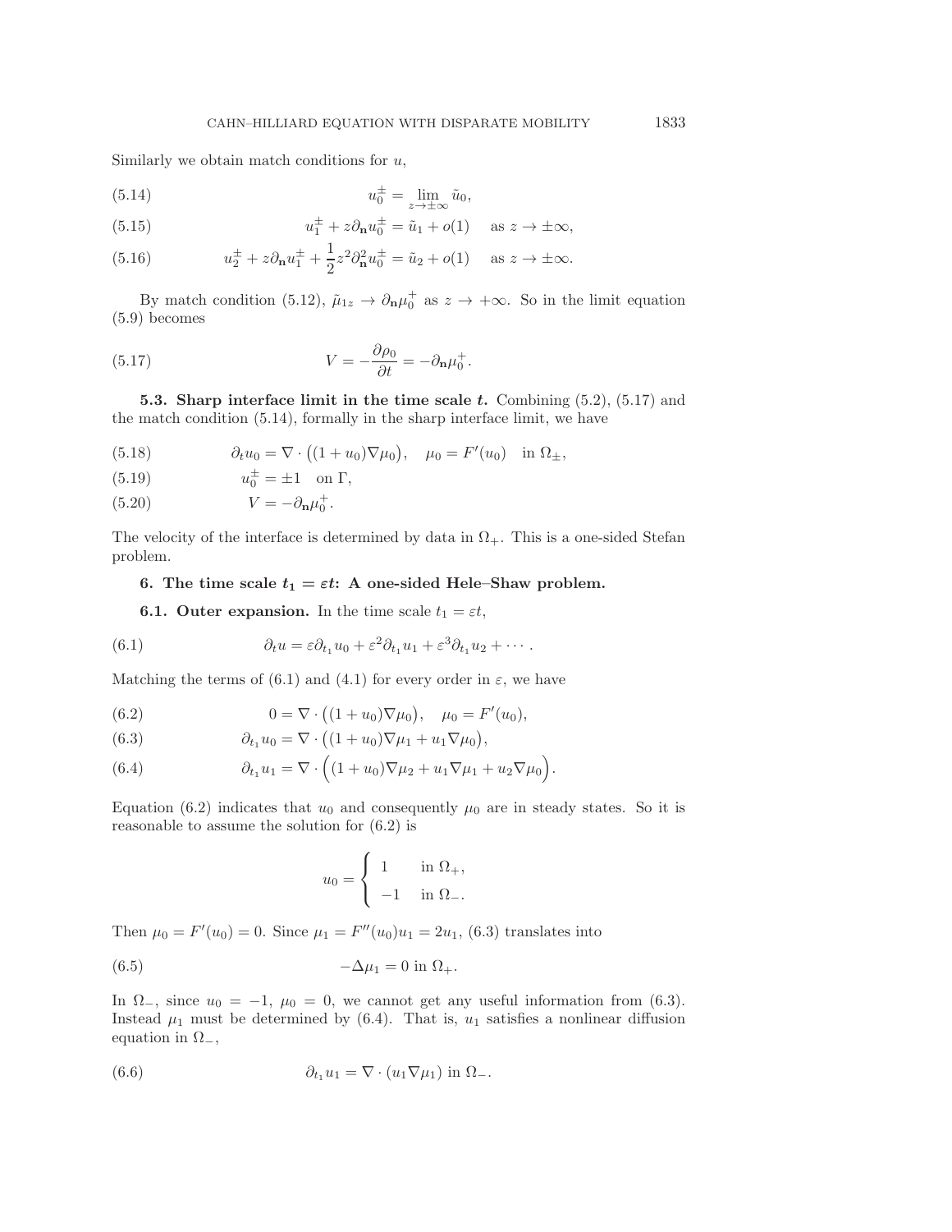Similarly we obtain match conditions for $u$,

$$u_0^{\pm} = \lim_{z \to \pm\infty} \tilde{u}_0, \tag{5.14}$$

$$u_1^{\pm} + z\partial_{\mathbf{n}} u_0^{\pm} = \tilde{u}_1 + o(1) \quad \text{as } z \to \pm\infty, \tag{5.15}$$

$$u_2^{\pm} + z\partial_{\mathbf{n}} u_1^{\pm} + \frac{1}{2} z^2 \partial_{\mathbf{n}}^2 u_0^{\pm} = \tilde{u}_2 + o(1) \quad \text{as } z \to \pm\infty. \tag{5.16}$$

By match condition (5.12), $\tilde{\mu}_{1z} \to \partial_{\mathbf{n}} \mu_0^+$ as $z \to +\infty$. So in the limit equation (5.9) becomes

$$V = -\frac{\partial \rho_0}{\partial t} = -\partial_{\mathbf{n}} \mu_0^+. \tag{5.17}$$

**5.3. Sharp interface limit in the time scale $t$.** Combining (5.2), (5.17) and the match condition (5.14), formally in the sharp interface limit, we have

$$\partial_t u_0 = \nabla \cdot \big((1 + u_0)\nabla \mu_0\big), \quad \mu_0 = F'(u_0) \quad \text{in } \Omega_{\pm}, \tag{5.18}$$

$$u_0^{\pm} = \pm 1 \quad \text{on } \Gamma, \tag{5.19}$$

$$V = -\partial_{\mathbf{n}} \mu_0^+. \tag{5.20}$$

The velocity of the interface is determined by data in $\Omega_+$. This is a one-sided Stefan problem.

## 6. The time scale $t_1 = \varepsilon t$: A one-sided Hele–Shaw problem.

**6.1. Outer expansion.** In the time scale $t_1 = \varepsilon t$,

$$\partial_t u = \varepsilon \partial_{t_1} u_0 + \varepsilon^2 \partial_{t_1} u_1 + \varepsilon^3 \partial_{t_1} u_2 + \cdots. \tag{6.1}$$

Matching the terms of (6.1) and (4.1) for every order in $\varepsilon$, we have

$$0 = \nabla \cdot \big((1 + u_0)\nabla \mu_0\big), \quad \mu_0 = F'(u_0), \tag{6.2}$$

$$\partial_{t_1} u_0 = \nabla \cdot \big((1 + u_0)\nabla \mu_1 + u_1 \nabla \mu_0\big), \tag{6.3}$$

$$\partial_{t_1} u_1 = \nabla \cdot \Big((1 + u_0)\nabla \mu_2 + u_1 \nabla \mu_1 + u_2 \nabla \mu_0\Big). \tag{6.4}$$

Equation (6.2) indicates that $u_0$ and consequently $\mu_0$ are in steady states. So it is reasonable to assume the solution for (6.2) is

$$u_0 = \begin{cases} 1 & \text{in } \Omega_+, \\ -1 & \text{in } \Omega_-. \end{cases}$$

Then $\mu_0 = F'(u_0) = 0$. Since $\mu_1 = F''(u_0)u_1 = 2u_1$, (6.3) translates into

$$-\Delta \mu_1 = 0 \text{ in } \Omega_+. \tag{6.5}$$

In $\Omega_-$, since $u_0 = -1$, $\mu_0 = 0$, we cannot get any useful information from (6.3). Instead $\mu_1$ must be determined by (6.4). That is, $u_1$ satisfies a nonlinear diffusion equation in $\Omega_-$,

$$\partial_{t_1} u_1 = \nabla \cdot (u_1 \nabla \mu_1) \text{ in } \Omega_-. \tag{6.6}$$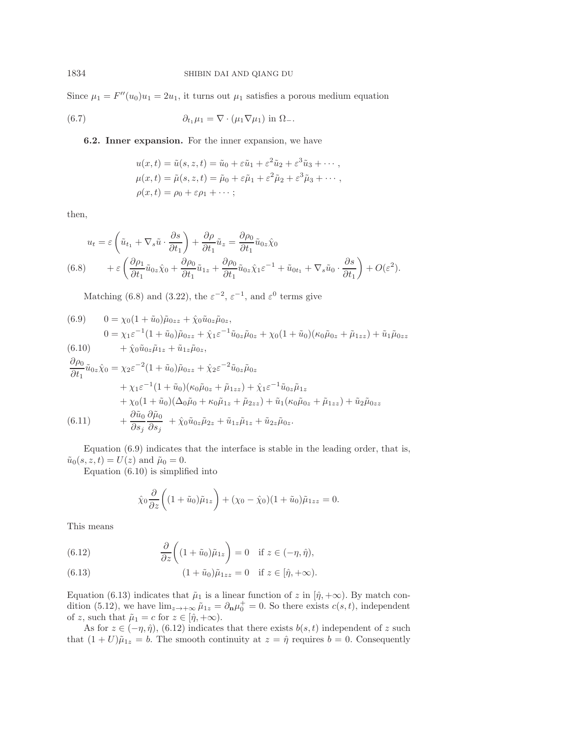Since $\mu_1 = F''(u_0)u_1 = 2u_1$, it turns out $\mu_1$ satisfies a porous medium equation

$$\partial_{t_1}\mu_1 = \nabla \cdot (\mu_1 \nabla \mu_1) \text{ in } \Omega_-. \tag{6.7}$$

**6.2. Inner expansion.** For the inner expansion, we have

$$u(x,t) = \tilde{u}(s,z,t) = \tilde{u}_0 + \varepsilon \tilde{u}_1 + \varepsilon^2 \tilde{u}_2 + \varepsilon^3 \tilde{u}_3 + \cdots,$$
$$\mu(x,t) = \tilde{\mu}(s,z,t) = \tilde{\mu}_0 + \varepsilon \tilde{\mu}_1 + \varepsilon^2 \tilde{\mu}_2 + \varepsilon^3 \tilde{\mu}_3 + \cdots,$$
$$\rho(x,t) = \rho_0 + \varepsilon \rho_1 + \cdots;$$

then,

$$\begin{aligned} u_t = \varepsilon \left( \tilde{u}_{t_1} + \nabla_s \tilde{u} \cdot \frac{\partial s}{\partial t_1} \right) + \frac{\partial \rho}{\partial t_1} \tilde{u}_z = \frac{\partial \rho_0}{\partial t_1} \tilde{u}_{0z} \hat{\chi}_0 \\ + \varepsilon \left( \frac{\partial \rho_1}{\partial t_1} \tilde{u}_{0z} \hat{\chi}_0 + \frac{\partial \rho_0}{\partial t_1} \tilde{u}_{1z} + \frac{\partial \rho_0}{\partial t_1} \tilde{u}_{0z} \hat{\chi}_1 \varepsilon^{-1} + \tilde{u}_{0t_1} + \nabla_s \tilde{u}_0 \cdot \frac{\partial s}{\partial t_1} \right) + O(\varepsilon^2). \end{aligned} \tag{6.8}$$

Matching (6.8) and (3.22), the $\varepsilon^{-2}$, $\varepsilon^{-1}$, and $\varepsilon^0$ terms give

$$0 = \chi_0 (1 + \tilde{u}_0) \tilde{\mu}_{0zz} + \hat{\chi}_0 \tilde{u}_{0z} \tilde{\mu}_{0z}, \tag{6.9}$$

$$\begin{aligned} 0 = \chi_1 \varepsilon^{-1} (1 + \tilde{u}_0) \tilde{\mu}_{0zz} + \hat{\chi}_1 \varepsilon^{-1} \tilde{u}_{0z} \tilde{\mu}_{0z} + \chi_0 (1 + \tilde{u}_0)(\kappa_0 \tilde{\mu}_{0z} + \tilde{\mu}_{1zz}) + \tilde{u}_1 \tilde{\mu}_{0zz} \\ + \hat{\chi}_0 \tilde{u}_{0z} \tilde{\mu}_{1z} + \tilde{u}_{1z} \tilde{\mu}_{0z}, \end{aligned} \tag{6.10}$$

$$\begin{aligned} \frac{\partial \rho_0}{\partial t_1} \tilde{u}_{0z} \hat{\chi}_0 = \chi_2 \varepsilon^{-2} (1 + \tilde{u}_0) \tilde{\mu}_{0zz} + \hat{\chi}_2 \varepsilon^{-2} \tilde{u}_{0z} \tilde{\mu}_{0z} \\ + \chi_1 \varepsilon^{-1} (1 + \tilde{u}_0)(\kappa_0 \tilde{\mu}_{0z} + \tilde{\mu}_{1zz}) + \hat{\chi}_1 \varepsilon^{-1} \tilde{u}_{0z} \tilde{\mu}_{1z} \\ + \chi_0 (1 + \tilde{u}_0)(\Delta_0 \tilde{\mu}_0 + \kappa_0 \tilde{\mu}_{1z} + \tilde{\mu}_{2zz}) + \tilde{u}_1 (\kappa_0 \tilde{\mu}_{0z} + \tilde{\mu}_{1zz}) + \tilde{u}_2 \tilde{\mu}_{0zz} \\ + \frac{\partial \tilde{u}_0}{\partial s_j} \frac{\partial \tilde{\mu}_0}{\partial s_j} + \hat{\chi}_0 \tilde{u}_{0z} \tilde{\mu}_{2z} + \tilde{u}_{1z} \tilde{\mu}_{1z} + \tilde{u}_{2z} \tilde{\mu}_{0z}. \end{aligned} \tag{6.11}$$

Equation (6.9) indicates that the interface is stable in the leading order, that is, $\tilde{u}_0(s,z,t) = U(z)$ and $\tilde{\mu}_0 = 0$.

Equation (6.10) is simplified into

$$\hat{\chi}_0 \frac{\partial}{\partial z} \left( (1 + \tilde{u}_0) \tilde{\mu}_{1z} \right) + (\chi_0 - \hat{\chi}_0)(1 + \tilde{u}_0) \tilde{\mu}_{1zz} = 0.$$

This means

$$\frac{\partial}{\partial z} \left( (1 + \tilde{u}_0) \tilde{\mu}_{1z} \right) = 0 \quad \text{if } z \in (-\eta, \hat{\eta}), \tag{6.12}$$

$$(1 + \tilde{u}_0) \tilde{\mu}_{1zz} = 0 \quad \text{if } z \in [\hat{\eta}, +\infty). \tag{6.13}$$

Equation (6.13) indicates that $\tilde{\mu}_1$ is a linear function of $z$ in $[\hat{\eta}, +\infty)$. By match condition (5.12), we have $\lim_{z \to +\infty} \tilde{\mu}_{1z} = \partial_{\mathbf{n}} \mu_0^+ = 0$. So there exists $c(s,t)$, independent of $z$, such that $\tilde{\mu}_1 = c$ for $z \in [\hat{\eta}, +\infty)$.

As for $z \in (-\eta, \hat{\eta})$, (6.12) indicates that there exists $b(s,t)$ independent of $z$ such that $(1 + U)\tilde{\mu}_{1z} = b$. The smooth continuity at $z = \hat{\eta}$ requires $b = 0$. Consequently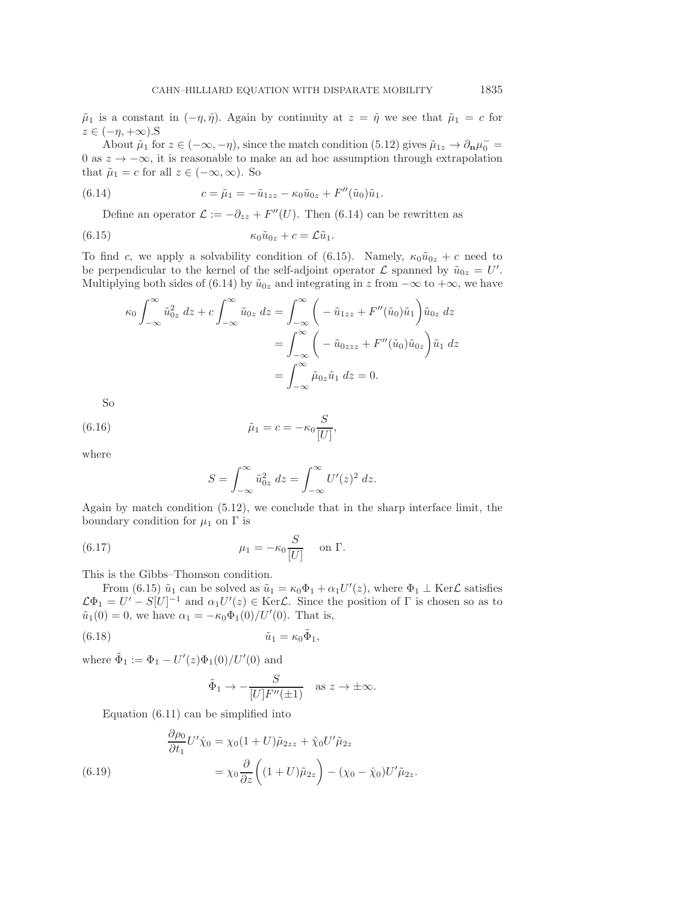$\tilde{\mu}_1$ is a constant in $(-\eta, \hat{\eta})$. Again by continuity at $z = \hat{\eta}$ we see that $\tilde{\mu}_1 = c$ for $z \in (-\eta, +\infty)$.S

About $\tilde{\mu}_1$ for $z \in (-\infty, -\eta)$, since the match condition (5.12) gives $\tilde{\mu}_{1z} \to \partial_{\mathbf{n}} \mu_0^- = 0$ as $z \to -\infty$, it is reasonable to make an ad hoc assumption through extrapolation that $\tilde{\mu}_1 = c$ for all $z \in (-\infty, \infty)$. So

$$c = \tilde{\mu}_1 = -\tilde{u}_{1zz} - \kappa_0 \tilde{u}_{0z} + F''(\tilde{u}_0)\tilde{u}_1. \tag{6.14}$$

Define an operator $\mathcal{L} := -\partial_{zz} + F''(U)$. Then (6.14) can be rewritten as

$$\kappa_0 \tilde{u}_{0z} + c = \mathcal{L}\tilde{u}_1. \tag{6.15}$$

To find $c$, we apply a solvability condition of (6.15). Namely, $\kappa_0 \tilde{u}_{0z} + c$ need to be perpendicular to the kernel of the self-adjoint operator $\mathcal{L}$ spanned by $\tilde{u}_{0z} = U'$. Multiplying both sides of (6.14) by $\tilde{u}_{0z}$ and integrating in $z$ from $-\infty$ to $+\infty$, we have

$$\begin{aligned}
\kappa_0 \int_{-\infty}^{\infty} \tilde{u}_{0z}^2 \, dz + c \int_{-\infty}^{\infty} \tilde{u}_{0z} \, dz &= \int_{-\infty}^{\infty} \bigg( -\tilde{u}_{1zz} + F''(\tilde{u}_0)\tilde{u}_1 \bigg) \tilde{u}_{0z} \, dz \\
&= \int_{-\infty}^{\infty} \bigg( -\tilde{u}_{0zzz} + F''(\tilde{u}_0)\tilde{u}_{0z} \bigg) \tilde{u}_1 \, dz \\
&= \int_{-\infty}^{\infty} \tilde{\mu}_{0z} \tilde{u}_1 \, dz = 0.
\end{aligned}$$

So

$$\tilde{\mu}_1 = c = -\kappa_0 \frac{S}{[U]}, \tag{6.16}$$

where

$$S = \int_{-\infty}^{\infty} \tilde{u}_{0z}^2 \, dz = \int_{-\infty}^{\infty} U'(z)^2 \, dz.$$

Again by match condition (5.12), we conclude that in the sharp interface limit, the boundary condition for $\mu_1$ on $\Gamma$ is

$$\mu_1 = -\kappa_0 \frac{S}{[U]} \quad \text{on } \Gamma. \tag{6.17}$$

This is the Gibbs–Thomson condition.

From (6.15) $\tilde{u}_1$ can be solved as $\tilde{u}_1 = \kappa_0 \Phi_1 + \alpha_1 U'(z)$, where $\Phi_1 \perp \operatorname{Ker}\mathcal{L}$ satisfies $\mathcal{L}\Phi_1 = U' - S[U]^{-1}$ and $\alpha_1 U'(z) \in \operatorname{Ker}\mathcal{L}$. Since the position of $\Gamma$ is chosen so as to $\tilde{u}_1(0) = 0$, we have $\alpha_1 = -\kappa_0 \Phi_1(0)/U'(0)$. That is,

$$\tilde{u}_1 = \kappa_0 \tilde{\Phi}_1, \tag{6.18}$$

where $\tilde{\Phi}_1 := \Phi_1 - U'(z)\Phi_1(0)/U'(0)$ and

$$\tilde{\Phi}_1 \to -\frac{S}{[U]F''(\pm 1)} \quad \text{as } z \to \pm\infty.$$

Equation (6.11) can be simplified into

$$\begin{aligned}
\frac{\partial \rho_0}{\partial t_1} U' \hat{\chi}_0 &= \chi_0 (1 + U)\tilde{\mu}_{2zz} + \hat{\chi}_0 U' \tilde{\mu}_{2z} \\
&= \chi_0 \frac{\partial}{\partial z} \bigg( (1 + U)\tilde{\mu}_{2z} \bigg) - (\chi_0 - \hat{\chi}_0) U' \tilde{\mu}_{2z}.
\end{aligned} \tag{6.19}$$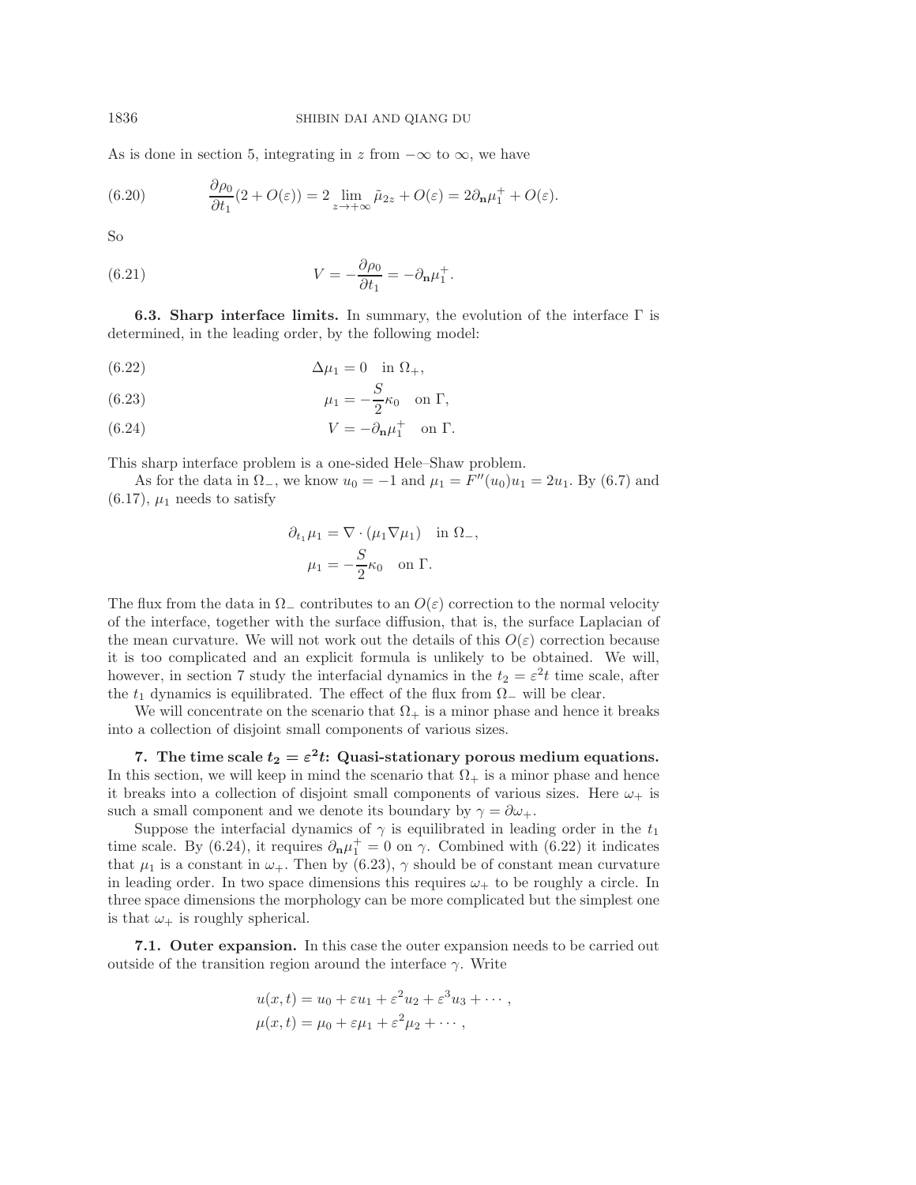As is done in section 5, integrating in $z$ from $-\infty$ to $\infty$, we have

$$\frac{\partial \rho_0}{\partial t_1}(2 + O(\varepsilon)) = 2 \lim_{z \to +\infty} \tilde{\mu}_{2z} + O(\varepsilon) = 2\partial_{\mathbf{n}} \mu_1^+ + O(\varepsilon). \tag{6.20}$$

So

$$V = -\frac{\partial \rho_0}{\partial t_1} = -\partial_{\mathbf{n}} \mu_1^+. \tag{6.21}$$

**6.3. Sharp interface limits.** In summary, the evolution of the interface $\Gamma$ is determined, in the leading order, by the following model:

$$\Delta \mu_1 = 0 \quad \text{in } \Omega_+, \tag{6.22}$$

$$\mu_1 = -\frac{S}{2}\kappa_0 \quad \text{on } \Gamma, \tag{6.23}$$

$$V = -\partial_{\mathbf{n}} \mu_1^+ \quad \text{on } \Gamma. \tag{6.24}$$

This sharp interface problem is a one-sided Hele–Shaw problem.

As for the data in $\Omega_-$, we know $u_0 = -1$ and $\mu_1 = F''(u_0)u_1 = 2u_1$. By (6.7) and (6.17), $\mu_1$ needs to satisfy

$$\partial_{t_1} \mu_1 = \nabla \cdot (\mu_1 \nabla \mu_1) \quad \text{in } \Omega_-,$$
$$\mu_1 = -\frac{S}{2}\kappa_0 \quad \text{on } \Gamma.$$

The flux from the data in $\Omega_-$ contributes to an $O(\varepsilon)$ correction to the normal velocity of the interface, together with the surface diffusion, that is, the surface Laplacian of the mean curvature. We will not work out the details of this $O(\varepsilon)$ correction because it is too complicated and an explicit formula is unlikely to be obtained. We will, however, in section 7 study the interfacial dynamics in the $t_2 = \varepsilon^2 t$ time scale, after the $t_1$ dynamics is equilibrated. The effect of the flux from $\Omega_-$ will be clear.

We will concentrate on the scenario that $\Omega_+$ is a minor phase and hence it breaks into a collection of disjoint small components of various sizes.

## 7. The time scale $t_2 = \varepsilon^2 t$: Quasi-stationary porous medium equations.

In this section, we will keep in mind the scenario that $\Omega_+$ is a minor phase and hence it breaks into a collection of disjoint small components of various sizes. Here $\omega_+$ is such a small component and we denote its boundary by $\gamma = \partial\omega_+$.

Suppose the interfacial dynamics of $\gamma$ is equilibrated in leading order in the $t_1$ time scale. By (6.24), it requires $\partial_{\mathbf{n}} \mu_1^+ = 0$ on $\gamma$. Combined with (6.22) it indicates that $\mu_1$ is a constant in $\omega_+$. Then by (6.23), $\gamma$ should be of constant mean curvature in leading order. In two space dimensions this requires $\omega_+$ to be roughly a circle. In three space dimensions the morphology can be more complicated but the simplest one is that $\omega_+$ is roughly spherical.

**7.1. Outer expansion.** In this case the outer expansion needs to be carried out outside of the transition region around the interface $\gamma$. Write

$$u(x, t) = u_0 + \varepsilon u_1 + \varepsilon^2 u_2 + \varepsilon^3 u_3 + \cdots,$$
$$\mu(x, t) = \mu_0 + \varepsilon \mu_1 + \varepsilon^2 \mu_2 + \cdots,$$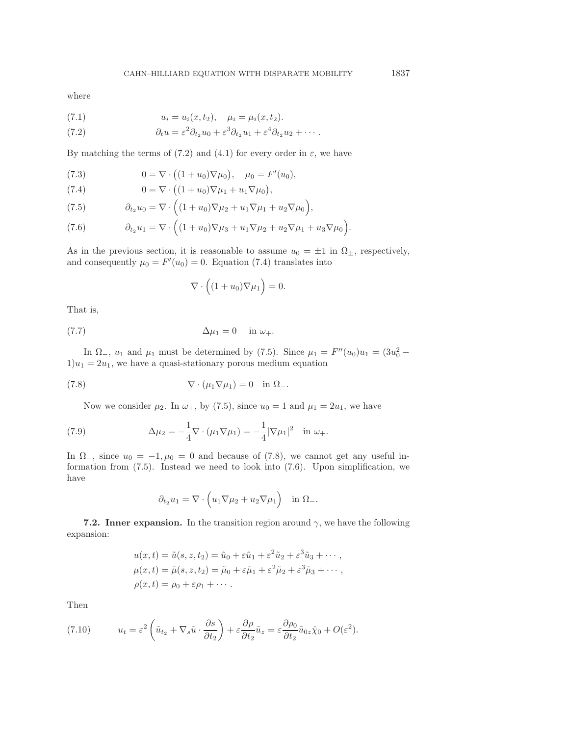where

$$u_i = u_i(x, t_2), \quad \mu_i = \mu_i(x, t_2). \tag{7.1}$$

$$\partial_t u = \varepsilon^2 \partial_{t_2} u_0 + \varepsilon^3 \partial_{t_2} u_1 + \varepsilon^4 \partial_{t_2} u_2 + \cdots . \tag{7.2}$$

By matching the terms of (7.2) and (4.1) for every order in $\varepsilon$, we have

$$0 = \nabla \cdot \big((1+u_0)\nabla \mu_0\big), \quad \mu_0 = F'(u_0), \tag{7.3}$$

$$0 = \nabla \cdot \big((1+u_0)\nabla \mu_1 + u_1 \nabla \mu_0\big), \tag{7.4}$$

$$\partial_{t_2} u_0 = \nabla \cdot \Big((1+u_0)\nabla \mu_2 + u_1 \nabla \mu_1 + u_2 \nabla \mu_0\Big), \tag{7.5}$$

$$\partial_{t_2} u_1 = \nabla \cdot \Big((1+u_0)\nabla \mu_3 + u_1 \nabla \mu_2 + u_2 \nabla \mu_1 + u_3 \nabla \mu_0\Big). \tag{7.6}$$

As in the previous section, it is reasonable to assume $u_0 = \pm 1$ in $\Omega_\pm$, respectively, and consequently $\mu_0 = F'(u_0) = 0$. Equation (7.4) translates into

$$\nabla \cdot \Big((1+u_0)\nabla \mu_1\Big) = 0.$$

That is,

$$\Delta \mu_1 = 0 \quad \text{ in } \omega_+. \tag{7.7}$$

In $\Omega_-$, $u_1$ and $\mu_1$ must be determined by (7.5). Since $\mu_1 = F''(u_0)u_1 = (3u_0^2 - 1)u_1 = 2u_1$, we have a quasi-stationary porous medium equation

$$\nabla \cdot (\mu_1 \nabla \mu_1) = 0 \quad \text{in } \Omega_-. \tag{7.8}$$

Now we consider $\mu_2$. In $\omega_+$, by (7.5), since $u_0 = 1$ and $\mu_1 = 2u_1$, we have

$$\Delta \mu_2 = -\frac{1}{4}\nabla \cdot (\mu_1 \nabla \mu_1) = -\frac{1}{4}|\nabla \mu_1|^2 \quad \text{in } \omega_+. \tag{7.9}$$

In $\Omega_-$, since $u_0 = -1, \mu_0 = 0$ and because of (7.8), we cannot get any useful information from (7.5). Instead we need to look into (7.6). Upon simplification, we have

$$\partial_{t_2} u_1 = \nabla \cdot \Big(u_1 \nabla \mu_2 + u_2 \nabla \mu_1\Big) \quad \text{in } \Omega_-.$$

**7.2. Inner expansion.** In the transition region around $\gamma$, we have the following expansion:

$$\begin{aligned}
u(x,t) &= \tilde{u}(s, z, t_2) = \tilde{u}_0 + \varepsilon \tilde{u}_1 + \varepsilon^2 \tilde{u}_2 + \varepsilon^3 \tilde{u}_3 + \cdots , \\
\mu(x,t) &= \tilde{\mu}(s, z, t_2) = \tilde{\mu}_0 + \varepsilon \tilde{\mu}_1 + \varepsilon^2 \tilde{\mu}_2 + \varepsilon^3 \tilde{\mu}_3 + \cdots , \\
\rho(x,t) &= \rho_0 + \varepsilon \rho_1 + \cdots .
\end{aligned}$$

Then

$$u_t = \varepsilon^2 \left(\tilde{u}_{t_2} + \nabla_s \tilde{u} \cdot \frac{\partial s}{\partial t_2}\right) + \varepsilon \frac{\partial \rho}{\partial t_2}\tilde{u}_z = \varepsilon \frac{\partial \rho_0}{\partial t_2}\tilde{u}_{0z}\hat{\chi}_0 + O(\varepsilon^2). \tag{7.10}$$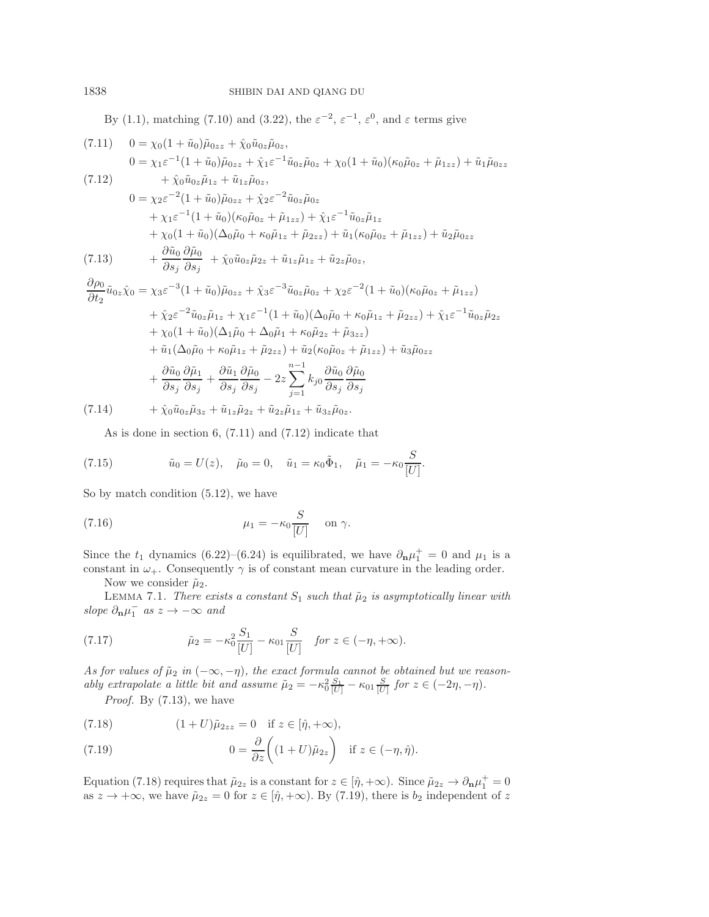By (1.1), matching (7.10) and (3.22), the $\varepsilon^{-2}$, $\varepsilon^{-1}$, $\varepsilon^{0}$, and $\varepsilon$ terms give

$$0 = \chi_0(1+\tilde{u}_0)\tilde{\mu}_{0zz} + \hat{\chi}_0 \tilde{u}_{0z}\tilde{\mu}_{0z}, \tag{7.11}$$

$$\begin{aligned} 0 &= \chi_1\varepsilon^{-1}(1+\tilde{u}_0)\tilde{\mu}_{0zz} + \hat{\chi}_1\varepsilon^{-1}\tilde{u}_{0z}\tilde{\mu}_{0z} + \chi_0(1+\tilde{u}_0)(\kappa_0\tilde{\mu}_{0z} + \tilde{\mu}_{1zz}) + \tilde{u}_1\tilde{\mu}_{0zz} \\ &\quad + \hat{\chi}_0\tilde{u}_{0z}\tilde{\mu}_{1z} + \tilde{u}_{1z}\tilde{\mu}_{0z}, \end{aligned} \tag{7.12}$$

$$\begin{aligned} 0 &= \chi_2\varepsilon^{-2}(1+\tilde{u}_0)\tilde{\mu}_{0zz} + \hat{\chi}_2\varepsilon^{-2}\tilde{u}_{0z}\tilde{\mu}_{0z} \\ &\quad + \chi_1\varepsilon^{-1}(1+\tilde{u}_0)(\kappa_0\tilde{\mu}_{0z} + \tilde{\mu}_{1zz}) + \hat{\chi}_1\varepsilon^{-1}\tilde{u}_{0z}\tilde{\mu}_{1z} \\ &\quad + \chi_0(1+\tilde{u}_0)(\Delta_0\tilde{\mu}_0 + \kappa_0\tilde{\mu}_{1z} + \tilde{\mu}_{2zz}) + \tilde{u}_1(\kappa_0\tilde{\mu}_{0z} + \tilde{\mu}_{1zz}) + \tilde{u}_2\tilde{\mu}_{0zz} \\ &\quad + \frac{\partial\tilde{u}_0}{\partial s_j}\frac{\partial\tilde{\mu}_0}{\partial s_j} + \hat{\chi}_0\tilde{u}_{0z}\tilde{\mu}_{2z} + \tilde{u}_{1z}\tilde{\mu}_{1z} + \tilde{u}_{2z}\tilde{\mu}_{0z}, \end{aligned} \tag{7.13}$$

$$\begin{aligned} \frac{\partial\rho_0}{\partial t_2}\tilde{u}_{0z}\hat{\chi}_0 &= \chi_3\varepsilon^{-3}(1+\tilde{u}_0)\tilde{\mu}_{0zz} + \hat{\chi}_3\varepsilon^{-3}\tilde{u}_{0z}\tilde{\mu}_{0z} + \chi_2\varepsilon^{-2}(1+\tilde{u}_0)(\kappa_0\tilde{\mu}_{0z} + \tilde{\mu}_{1zz}) \\ &\quad + \hat{\chi}_2\varepsilon^{-2}\tilde{u}_{0z}\tilde{\mu}_{1z} + \chi_1\varepsilon^{-1}(1+\tilde{u}_0)(\Delta_0\tilde{\mu}_0 + \kappa_0\tilde{\mu}_{1z} + \tilde{\mu}_{2zz}) + \hat{\chi}_1\varepsilon^{-1}\tilde{u}_{0z}\tilde{\mu}_{2z} \\ &\quad + \chi_0(1+\tilde{u}_0)(\Delta_1\tilde{\mu}_0 + \Delta_0\tilde{\mu}_1 + \kappa_0\tilde{\mu}_{2z} + \tilde{\mu}_{3zz}) \\ &\quad + \tilde{u}_1(\Delta_0\tilde{\mu}_0 + \kappa_0\tilde{\mu}_{1z} + \tilde{\mu}_{2zz}) + \tilde{u}_2(\kappa_0\tilde{\mu}_{0z} + \tilde{\mu}_{1zz}) + \tilde{u}_3\tilde{\mu}_{0zz} \\ &\quad + \frac{\partial\tilde{u}_0}{\partial s_j}\frac{\partial\tilde{\mu}_1}{\partial s_j} + \frac{\partial\tilde{u}_1}{\partial s_j}\frac{\partial\tilde{\mu}_0}{\partial s_j} - 2z\sum_{j=1}^{n-1}k_{j0}\frac{\partial\tilde{u}_0}{\partial s_j}\frac{\partial\tilde{\mu}_0}{\partial s_j} \\ &\quad + \hat{\chi}_0\tilde{u}_{0z}\tilde{\mu}_{3z} + \tilde{u}_{1z}\tilde{\mu}_{2z} + \tilde{u}_{2z}\tilde{\mu}_{1z} + \tilde{u}_{3z}\tilde{\mu}_{0z}. \end{aligned} \tag{7.14}$$

As is done in section 6, (7.11) and (7.12) indicate that

$$\tilde{u}_0 = U(z), \quad \tilde{\mu}_0 = 0, \quad \tilde{u}_1 = \kappa_0\tilde{\Phi}_1, \quad \tilde{\mu}_1 = -\kappa_0\frac{S}{[U]}. \tag{7.15}$$

So by match condition (5.12), we have

$$\mu_1 = -\kappa_0\frac{S}{[U]} \quad \text{on } \gamma. \tag{7.16}$$

Since the $t_1$ dynamics (6.22)–(6.24) is equilibrated, we have $\partial_{\mathbf{n}}\mu_1^+ = 0$ and $\mu_1$ is a constant in $\omega_+$. Consequently $\gamma$ is of constant mean curvature in the leading order.

Now we consider $\tilde{\mu}_2$.

Lemma 7.1. *There exists a constant $S_1$ such that $\tilde{\mu}_2$ is asymptotically linear with slope $\partial_{\mathbf{n}}\mu_1^-$ as $z \to -\infty$ and*

$$\tilde{\mu}_2 = -\kappa_0^2\frac{S_1}{[U]} - \kappa_{01}\frac{S}{[U]} \quad \text{for } z \in (-\eta, +\infty). \tag{7.17}$$

*As for values of $\tilde{\mu}_2$ in $(-\infty, -\eta)$, the exact formula cannot be obtained but we reasonably extrapolate a little bit and assume $\tilde{\mu}_2 = -\kappa_0^2\frac{S_1}{[U]} - \kappa_{01}\frac{S}{[U]}$ for $z \in (-2\eta, -\eta)$.*

*Proof.* By (7.13), we have

$$(1+U)\tilde{\mu}_{2zzz} = 0 \quad \text{if } z \in [\hat{\eta}, +\infty), \tag{7.18}$$

$$0 = \frac{\partial}{\partial z}\bigg((1+U)\tilde{\mu}_{2z}\bigg) \quad \text{if } z \in (-\eta, \hat{\eta}). \tag{7.19}$$

Equation (7.18) requires that $\tilde{\mu}_{2z}$ is a constant for $z \in [\hat{\eta}, +\infty)$. Since $\tilde{\mu}_{2z} \to \partial_{\mathbf{n}}\mu_1^+ = 0$ as $z \to +\infty$, we have $\tilde{\mu}_{2z} = 0$ for $z \in [\hat{\eta}, +\infty)$. By (7.19), there is $b_2$ independent of $z$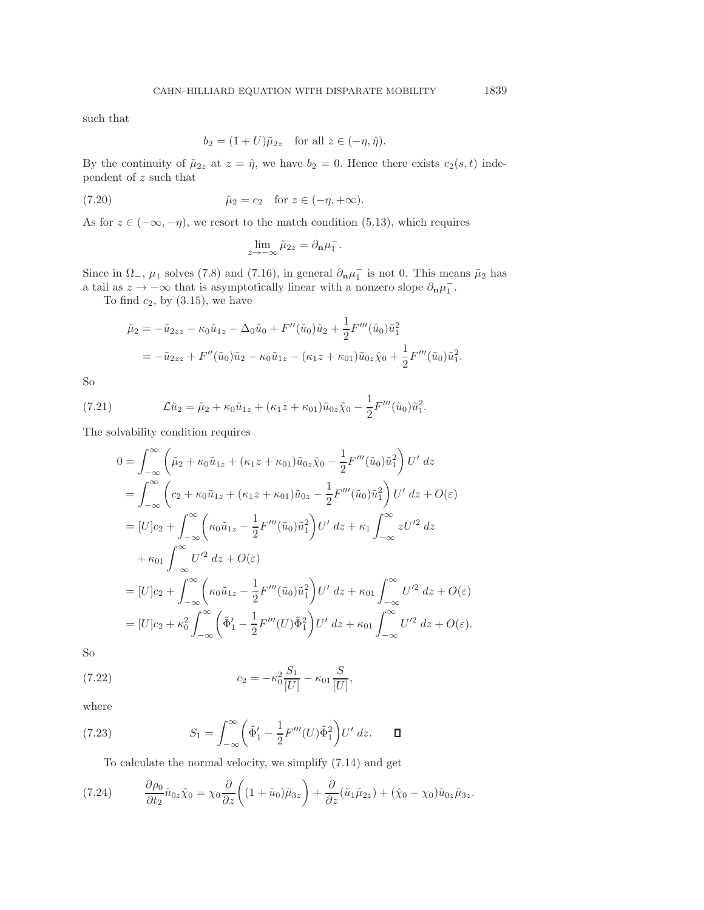such that

$$b_2 = (1+U)\tilde{\mu}_{2z} \quad \text{for all } z \in (-\eta, \hat{\eta}).$$

By the continuity of $\tilde{\mu}_{2z}$ at $z = \hat{\eta}$, we have $b_2 = 0$. Hence there exists $c_2(s,t)$ independent of $z$ such that

$$\tilde{\mu}_2 = c_2 \quad \text{for } z \in (-\eta, +\infty). \tag{7.20}$$

As for $z \in (-\infty, -\eta)$, we resort to the match condition (5.13), which requires

$$\lim_{z \to -\infty} \tilde{\mu}_{2z} = \partial_{\mathbf{n}} \mu_1^-.$$

Since in $\Omega_-$, $\mu_1$ solves (7.8) and (7.16), in general $\partial_{\mathbf{n}}\mu_1^-$ is not 0. This means $\tilde{\mu}_2$ has a tail as $z \to -\infty$ that is asymptotically linear with a nonzero slope $\partial_{\mathbf{n}}\mu_1^-$.

To find $c_2$, by (3.15), we have

$$\begin{aligned}
\tilde{\mu}_2 &= -\tilde{u}_{2zz} - \kappa_0 \tilde{u}_{1z} - \Delta_0 \tilde{u}_0 + F''(\tilde{u}_0)\tilde{u}_2 + \frac{1}{2}F'''(\tilde{u}_0)\tilde{u}_1^2 \\
&= -\tilde{u}_{2zz} + F''(\tilde{u}_0)\tilde{u}_2 - \kappa_0 \tilde{u}_{1z} - (\kappa_1 z + \kappa_{01})\tilde{u}_{0z}\hat{\chi}_0 + \frac{1}{2}F'''(\tilde{u}_0)\tilde{u}_1^2.
\end{aligned}$$

So

$$\mathcal{L}\tilde{u}_2 = \tilde{\mu}_2 + \kappa_0 \tilde{u}_{1z} + (\kappa_1 z + \kappa_{01})\tilde{u}_{0z}\hat{\chi}_0 - \frac{1}{2}F'''(\tilde{u}_0)\tilde{u}_1^2. \tag{7.21}$$

The solvability condition requires

$$\begin{aligned}
0 &= \int_{-\infty}^{\infty} \left( \tilde{\mu}_2 + \kappa_0 \tilde{u}_{1z} + (\kappa_1 z + \kappa_{01})\tilde{u}_{0z}\hat{\chi}_0 - \frac{1}{2}F'''(\tilde{u}_0)\tilde{u}_1^2 \right) U' \, dz \\
&= \int_{-\infty}^{\infty} \left( c_2 + \kappa_0 \tilde{u}_{1z} + (\kappa_1 z + \kappa_{01})\tilde{u}_{0z} - \frac{1}{2}F'''(\tilde{u}_0)\tilde{u}_1^2 \right) U' \, dz + O(\varepsilon) \\
&= [U]c_2 + \int_{-\infty}^{\infty} \left( \kappa_0 \tilde{u}_{1z} - \frac{1}{2}F'''(\tilde{u}_0)\tilde{u}_1^2 \right) U' \, dz + \kappa_1 \int_{-\infty}^{\infty} z U'^2 \, dz \\
&\quad + \kappa_{01} \int_{-\infty}^{\infty} U'^2 \, dz + O(\varepsilon) \\
&= [U]c_2 + \int_{-\infty}^{\infty} \left( \kappa_0 \tilde{u}_{1z} - \frac{1}{2}F'''(\tilde{u}_0)\tilde{u}_1^2 \right) U' \, dz + \kappa_{01} \int_{-\infty}^{\infty} U'^2 \, dz + O(\varepsilon) \\
&= [U]c_2 + \kappa_0^2 \int_{-\infty}^{\infty} \left( \tilde{\Phi}_1' - \frac{1}{2}F'''(U)\tilde{\Phi}_1^2 \right) U' \, dz + \kappa_{01} \int_{-\infty}^{\infty} U'^2 \, dz + O(\varepsilon).
\end{aligned}$$

So

$$c_2 = -\kappa_0^2 \frac{S_1}{[U]} - \kappa_{01}\frac{S}{[U]}, \tag{7.22}$$

where

$$S_1 = \int_{-\infty}^{\infty} \left( \tilde{\Phi}_1' - \frac{1}{2}F'''(U)\tilde{\Phi}_1^2 \right) U' \, dz. \qquad \square \tag{7.23}$$

To calculate the normal velocity, we simplify (7.14) and get

$$\frac{\partial \rho_0}{\partial t_2}\tilde{u}_{0z}\hat{\chi}_0 = \chi_0 \frac{\partial}{\partial z}\left( (1+\tilde{u}_0)\tilde{\mu}_{3z} \right) + \frac{\partial}{\partial z}(\tilde{u}_1 \tilde{\mu}_{2z}) + (\hat{\chi}_0 - \chi_0)\tilde{u}_{0z}\tilde{\mu}_{3z}. \tag{7.24}$$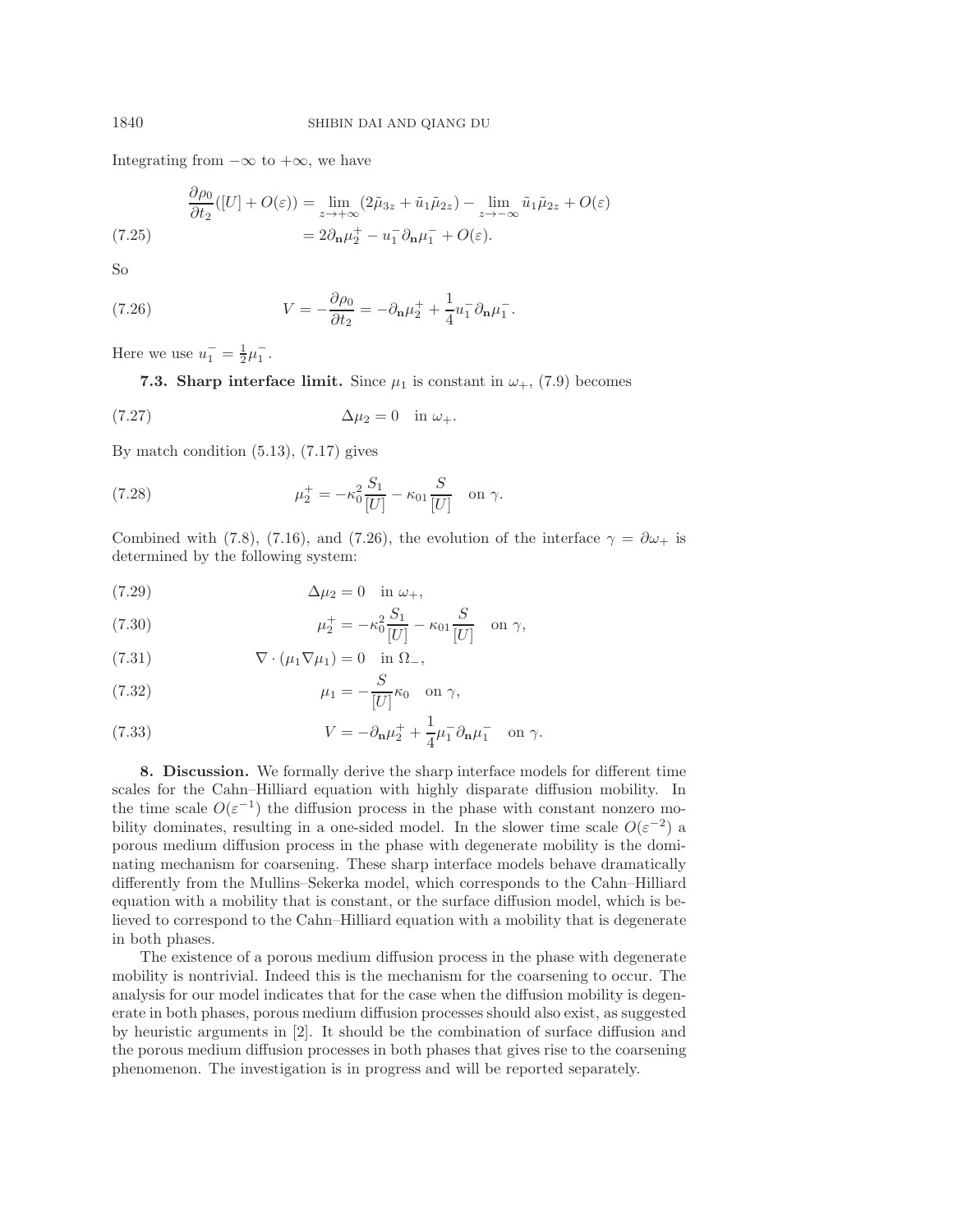Integrating from $-\infty$ to $+\infty$, we have

$$
\begin{aligned}
\frac{\partial \rho_0}{\partial t_2}([U] + O(\varepsilon)) &= \lim_{z\to+\infty}(2\tilde{\mu}_{3z} + \tilde{u}_1\tilde{\mu}_{2z}) - \lim_{z\to-\infty}\tilde{u}_1\tilde{\mu}_{2z} + O(\varepsilon) \\
&= 2\partial_{\mathbf{n}}\mu_2^+ - u_1^-\partial_{\mathbf{n}}\mu_1^- + O(\varepsilon).
\end{aligned} \tag{7.25}
$$

So

$$
V = -\frac{\partial \rho_0}{\partial t_2} = -\partial_{\mathbf{n}}\mu_2^+ + \frac{1}{4}u_1^-\partial_{\mathbf{n}}\mu_1^-. \tag{7.26}
$$

Here we use $u_1^- = \frac{1}{2}\mu_1^-$.

**7.3. Sharp interface limit.** Since $\mu_1$ is constant in $\omega_+$, (7.9) becomes

$$
\Delta\mu_2 = 0 \quad \text{in } \omega_+. \tag{7.27}
$$

By match condition (5.13), (7.17) gives

$$
\mu_2^+ = -\kappa_0^2\frac{S_1}{[U]} - \kappa_{01}\frac{S}{[U]} \quad \text{on } \gamma. \tag{7.28}
$$

Combined with (7.8), (7.16), and (7.26), the evolution of the interface $\gamma = \partial\omega_+$ is determined by the following system:

$$
\Delta\mu_2 = 0 \quad \text{in } \omega_+, \tag{7.29}
$$

$$
\mu_2^+ = -\kappa_0^2\frac{S_1}{[U]} - \kappa_{01}\frac{S}{[U]} \quad \text{on } \gamma, \tag{7.30}
$$

$$
\nabla\cdot(\mu_1\nabla\mu_1) = 0 \quad \text{in } \Omega_-, \tag{7.31}
$$

$$
\mu_1 = -\frac{S}{[U]}\kappa_0 \quad \text{on } \gamma, \tag{7.32}
$$

$$
V = -\partial_{\mathbf{n}}\mu_2^+ + \frac{1}{4}\mu_1^-\partial_{\mathbf{n}}\mu_1^- \quad \text{on } \gamma. \tag{7.33}
$$

**8. Discussion.** We formally derive the sharp interface models for different time scales for the Cahn–Hilliard equation with highly disparate diffusion mobility. In the time scale $O(\varepsilon^{-1})$ the diffusion process in the phase with constant nonzero mobility dominates, resulting in a one-sided model. In the slower time scale $O(\varepsilon^{-2})$ a porous medium diffusion process in the phase with degenerate mobility is the dominating mechanism for coarsening. These sharp interface models behave dramatically differently from the Mullins–Sekerka model, which corresponds to the Cahn–Hilliard equation with a mobility that is constant, or the surface diffusion model, which is believed to correspond to the Cahn–Hilliard equation with a mobility that is degenerate in both phases.

The existence of a porous medium diffusion process in the phase with degenerate mobility is nontrivial. Indeed this is the mechanism for the coarsening to occur. The analysis for our model indicates that for the case when the diffusion mobility is degenerate in both phases, porous medium diffusion processes should also exist, as suggested by heuristic arguments in [2]. It should be the combination of surface diffusion and the porous medium diffusion processes in both phases that gives rise to the coarsening phenomenon. The investigation is in progress and will be reported separately.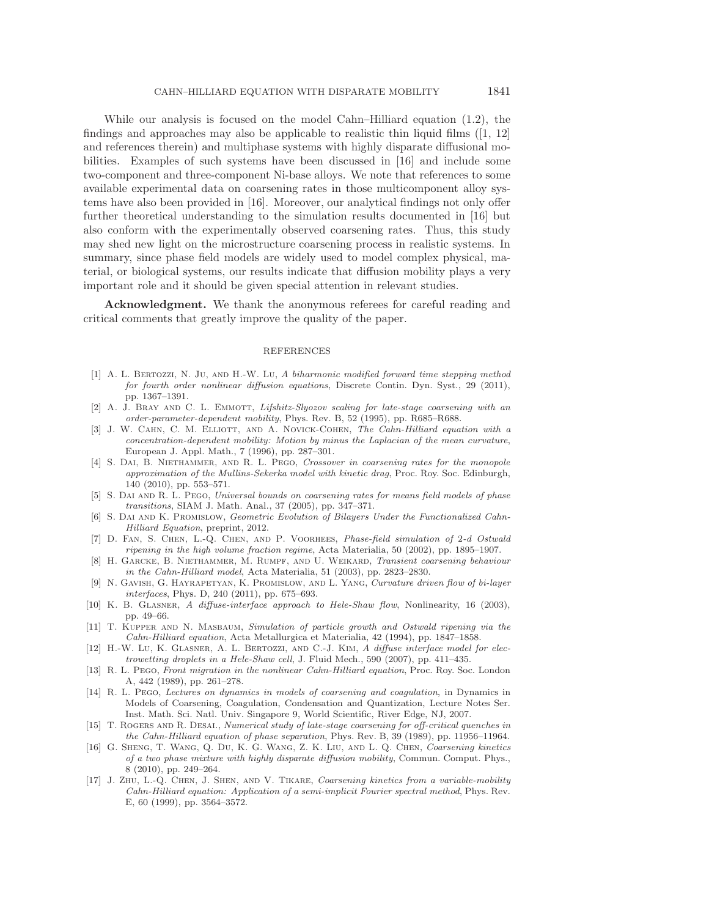While our analysis is focused on the model Cahn–Hilliard equation (1.2), the findings and approaches may also be applicable to realistic thin liquid films ([1, 12] and references therein) and multiphase systems with highly disparate diffusional mobilities. Examples of such systems have been discussed in [16] and include some two-component and three-component Ni-base alloys. We note that references to some available experimental data on coarsening rates in those multicomponent alloy systems have also been provided in [16]. Moreover, our analytical findings not only offer further theoretical understanding to the simulation results documented in [16] but also conform with the experimentally observed coarsening rates. Thus, this study may shed new light on the microstructure coarsening process in realistic systems. In summary, since phase field models are widely used to model complex physical, material, or biological systems, our results indicate that diffusion mobility plays a very important role and it should be given special attention in relevant studies.

**Acknowledgment.** We thank the anonymous referees for careful reading and critical comments that greatly improve the quality of the paper.

## REFERENCES

[1] A. L. Bertozzi, N. Ju, and H.-W. Lu, *A biharmonic modified forward time stepping method for fourth order nonlinear diffusion equations*, Discrete Contin. Dyn. Syst., 29 (2011), pp. 1367–1391.

[2] A. J. Bray and C. L. Emmott, *Lifshitz-Slyozov scaling for late-stage coarsening with an order-parameter-dependent mobility*, Phys. Rev. B, 52 (1995), pp. R685–R688.

[3] J. W. Cahn, C. M. Elliott, and A. Novick-Cohen, *The Cahn-Hilliard equation with a concentration-dependent mobility: Motion by minus the Laplacian of the mean curvature*, European J. Appl. Math., 7 (1996), pp. 287–301.

[4] S. Dai, B. Niethammer, and R. L. Pego, *Crossover in coarsening rates for the monopole approximation of the Mullins-Sekerka model with kinetic drag*, Proc. Roy. Soc. Edinburgh, 140 (2010), pp. 553–571.

[5] S. Dai and R. L. Pego, *Universal bounds on coarsening rates for means field models of phase transitions*, SIAM J. Math. Anal., 37 (2005), pp. 347–371.

[6] S. Dai and K. Promislow, *Geometric Evolution of Bilayers Under the Functionalized Cahn-Hilliard Equation*, preprint, 2012.

[7] D. Fan, S. Chen, L.-Q. Chen, and P. Voorhees, *Phase-field simulation of 2-d Ostwald ripening in the high volume fraction regime*, Acta Materialia, 50 (2002), pp. 1895–1907.

[8] H. Garcke, B. Niethammer, M. Rumpf, and U. Weikard, *Transient coarsening behaviour in the Cahn-Hilliard model*, Acta Materialia, 51 (2003), pp. 2823–2830.

[9] N. Gavish, G. Hayrapetyan, K. Promislow, and L. Yang, *Curvature driven flow of bi-layer interfaces*, Phys. D, 240 (2011), pp. 675–693.

[10] K. B. Glasner, *A diffuse-interface approach to Hele-Shaw flow*, Nonlinearity, 16 (2003), pp. 49–66.

[11] T. Kupper and N. Masbaum, *Simulation of particle growth and Ostwald ripening via the Cahn-Hilliard equation*, Acta Metallurgica et Materialia, 42 (1994), pp. 1847–1858.

[12] H.-W. Lu, K. Glasner, A. L. Bertozzi, and C.-J. Kim, *A diffuse interface model for electrowetting droplets in a Hele-Shaw cell*, J. Fluid Mech., 590 (2007), pp. 411–435.

[13] R. L. Pego, *Front migration in the nonlinear Cahn-Hilliard equation*, Proc. Roy. Soc. London A, 442 (1989), pp. 261–278.

[14] R. L. Pego, *Lectures on dynamics in models of coarsening and coagulation*, in Dynamics in Models of Coarsening, Coagulation, Condensation and Quantization, Lecture Notes Ser. Inst. Math. Sci. Natl. Univ. Singapore 9, World Scientific, River Edge, NJ, 2007.

[15] T. Rogers and R. Desai, *Numerical study of late-stage coarsening for off-critical quenches in the Cahn-Hilliard equation of phase separation*, Phys. Rev. B, 39 (1989), pp. 11956–11964.

[16] G. Sheng, T. Wang, Q. Du, K. G. Wang, Z. K. Liu, and L. Q. Chen, *Coarsening kinetics of a two phase mixture with highly disparate diffusion mobility*, Commun. Comput. Phys., 8 (2010), pp. 249–264.

[17] J. Zhu, L.-Q. Chen, J. Shen, and V. Tikare, *Coarsening kinetics from a variable-mobility Cahn-Hilliard equation: Application of a semi-implicit Fourier spectral method*, Phys. Rev. E, 60 (1999), pp. 3564–3572.